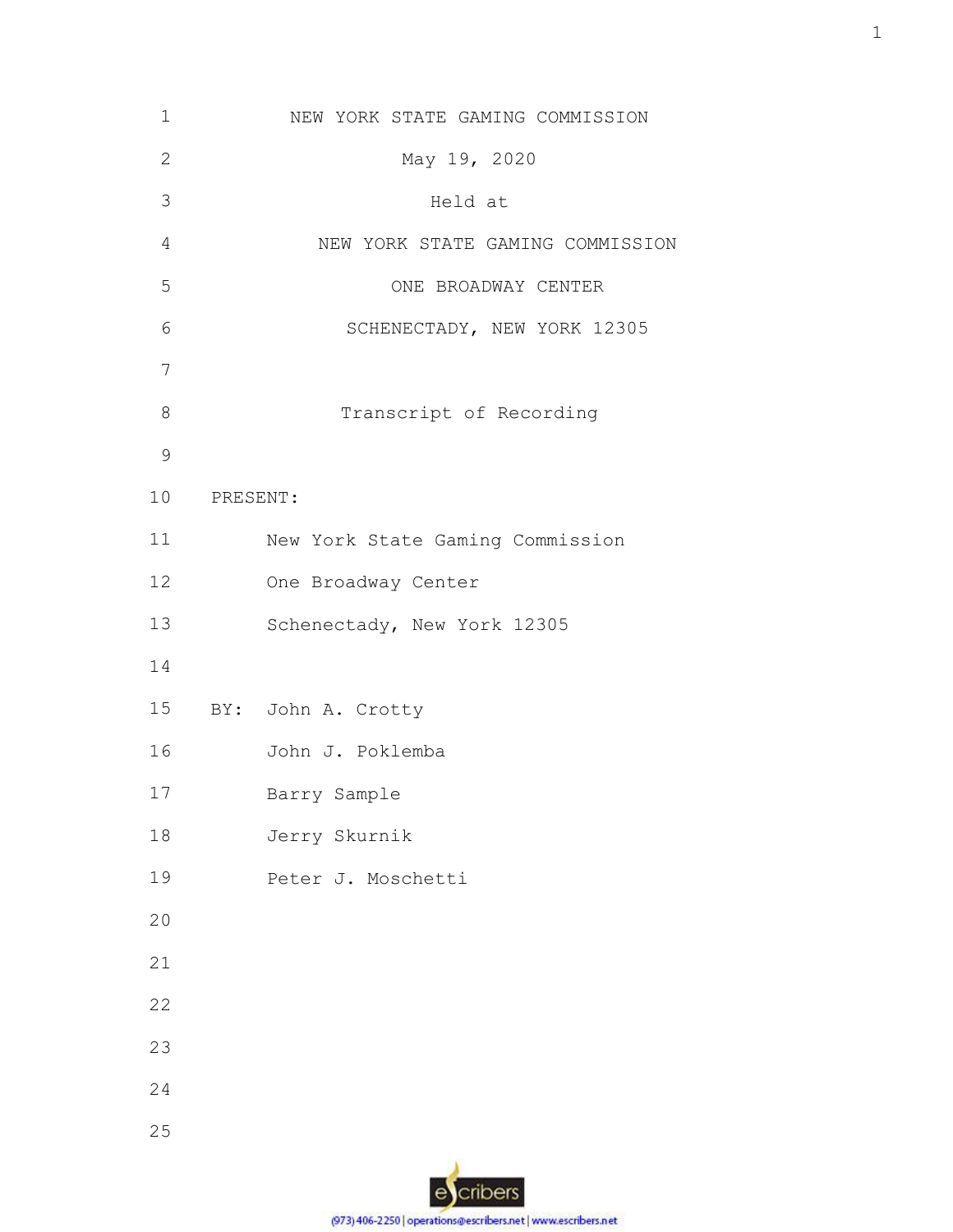NEW YORK STATE GAMING COMMISSION

May 19, 2020

Held at

NEW YORK STATE GAMING COMMISSION

ONE BROADWAY CENTER

SCHENECTADY, NEW YORK 12305

Transcript of Recording

PRESENT:

New York State Gaming Commission
One Broadway Center
Schenectady, New York 12305

BY: John A. Crotty
John J. Poklemba
Barry Sample
Jerry Skurnik
Peter J. Moschetti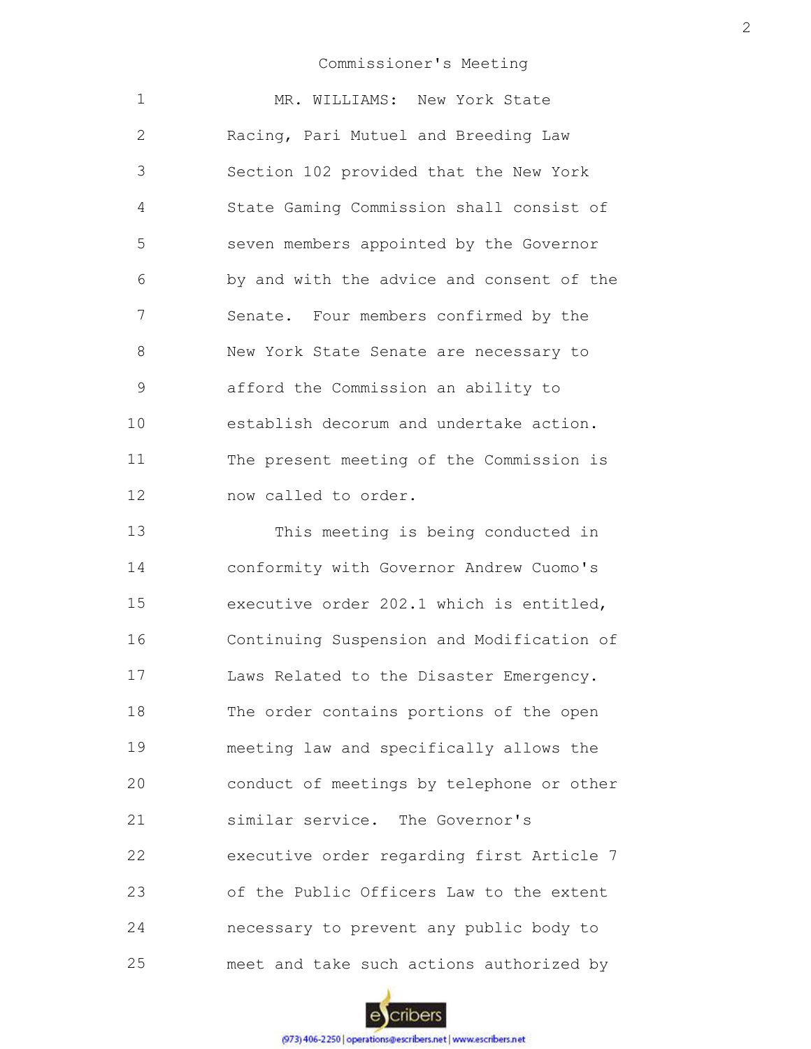1 MR. WILLIAMS: New York State
2 Racing, Pari Mutuel and Breeding Law
3 Section 102 provided that the New York
4 State Gaming Commission shall consist of
5 seven members appointed by the Governor
6 by and with the advice and consent of the
7 Senate. Four members confirmed by the
8 New York State Senate are necessary to
9 afford the Commission an ability to
10 establish decorum and undertake action.
11 The present meeting of the Commission is
12 now called to order.
13 This meeting is being conducted in
14 conformity with Governor Andrew Cuomo's
15 executive order 202.1 which is entitled,
16 Continuing Suspension and Modification of
17 Laws Related to the Disaster Emergency.
18 The order contains portions of the open
19 meeting law and specifically allows the
20 conduct of meetings by telephone or other
21 similar service. The Governor's
22 executive order regarding first Article 7
23 of the Public Officers Law to the extent
24 necessary to prevent any public body to
25 meet and take such actions authorized by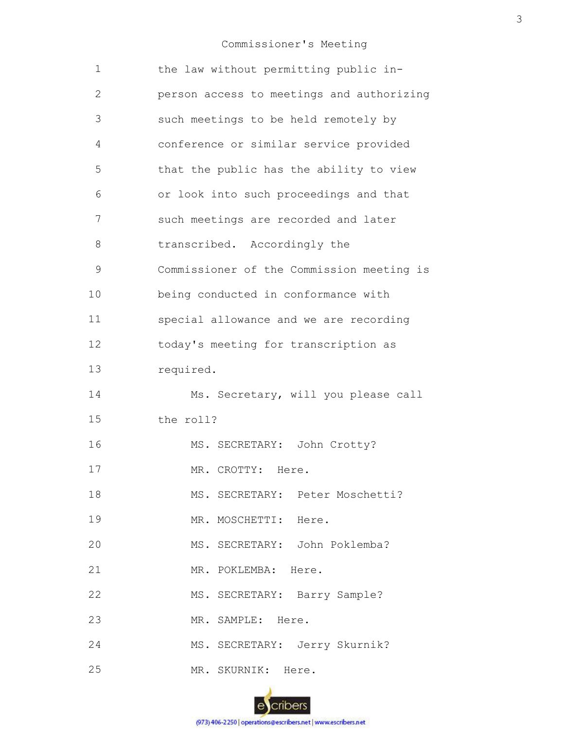Commissioner's Meeting

1 the law without permitting public in-
2 person access to meetings and authorizing
3 such meetings to be held remotely by
4 conference or similar service provided
5 that the public has the ability to view
6 or look into such proceedings and that
7 such meetings are recorded and later
8 transcribed. Accordingly the
9 Commissioner of the Commission meeting is
10 being conducted in conformance with
11 special allowance and we are recording
12 today's meeting for transcription as
13 required.
14 Ms. Secretary, will you please call
15 the roll?
16 MS. SECRETARY: John Crotty?
17 MR. CROTTY: Here.
18 MS. SECRETARY: Peter Moschetti?
19 MR. MOSCHETTI: Here.
20 MS. SECRETARY: John Poklemba?
21 MR. POKLEMBA: Here.
22 MS. SECRETARY: Barry Sample?
23 MR. SAMPLE: Here.
24 MS. SECRETARY: Jerry Skurnik?
25 MR. SKURNIK: Here.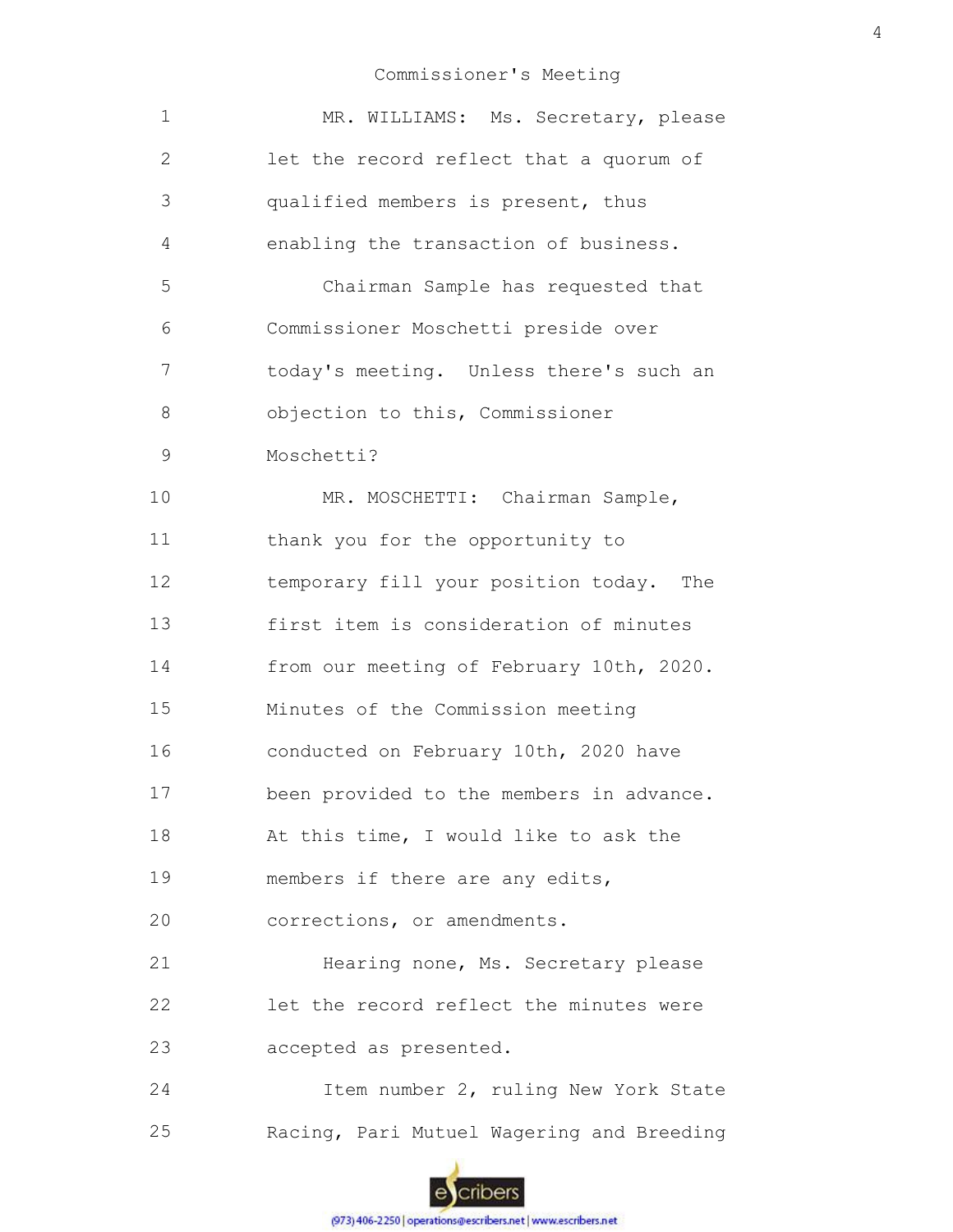MR. WILLIAMS: Ms. Secretary, please let the record reflect that a quorum of qualified members is present, thus enabling the transaction of business.

Chairman Sample has requested that Commissioner Moschetti preside over today's meeting. Unless there's such an objection to this, Commissioner Moschetti?

MR. MOSCHETTI: Chairman Sample, thank you for the opportunity to temporary fill your position today. The first item is consideration of minutes from our meeting of February 10th, 2020. Minutes of the Commission meeting conducted on February 10th, 2020 have been provided to the members in advance. At this time, I would like to ask the members if there are any edits, corrections, or amendments.

Hearing none, Ms. Secretary please let the record reflect the minutes were accepted as presented.

Item number 2, ruling New York State Racing, Pari Mutuel Wagering and Breeding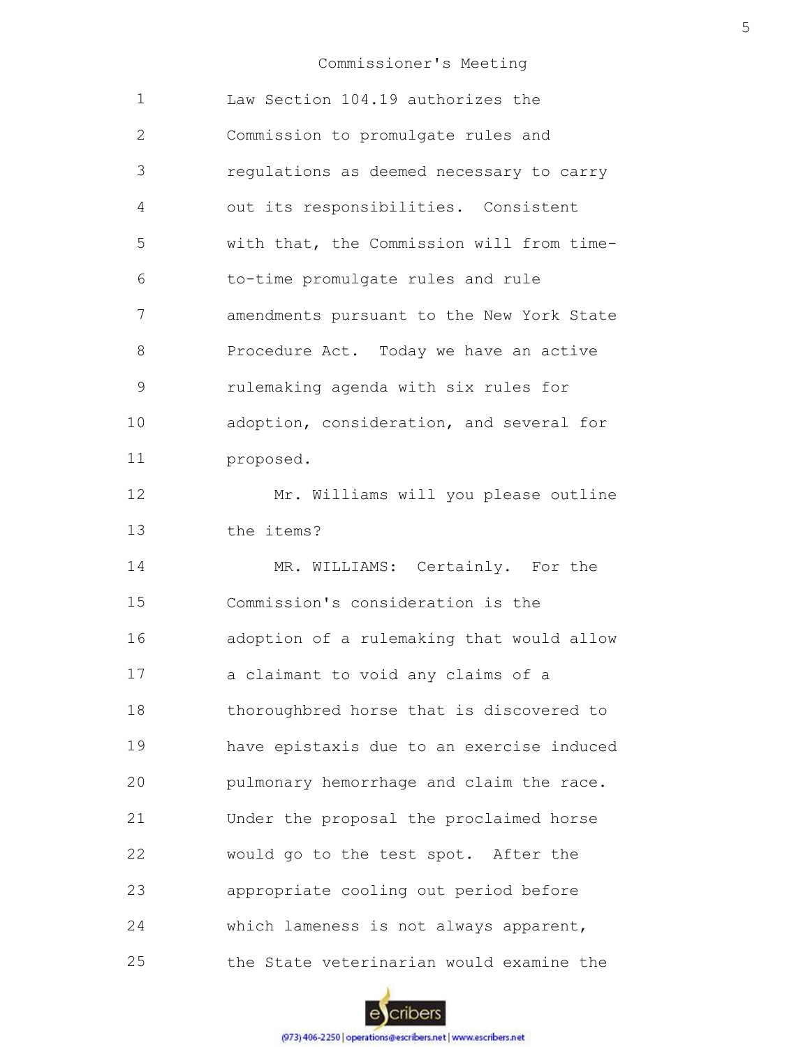Law Section 104.19 authorizes the Commission to promulgate rules and regulations as deemed necessary to carry out its responsibilities. Consistent with that, the Commission will from time-to-time promulgate rules and rule amendments pursuant to the New York State Procedure Act. Today we have an active rulemaking agenda with six rules for adoption, consideration, and several for proposed.

Mr. Williams will you please outline the items?

MR. WILLIAMS: Certainly. For the Commission's consideration is the adoption of a rulemaking that would allow a claimant to void any claims of a thoroughbred horse that is discovered to have epistaxis due to an exercise induced pulmonary hemorrhage and claim the race. Under the proposal the proclaimed horse would go to the test spot. After the appropriate cooling out period before which lameness is not always apparent, the State veterinarian would examine the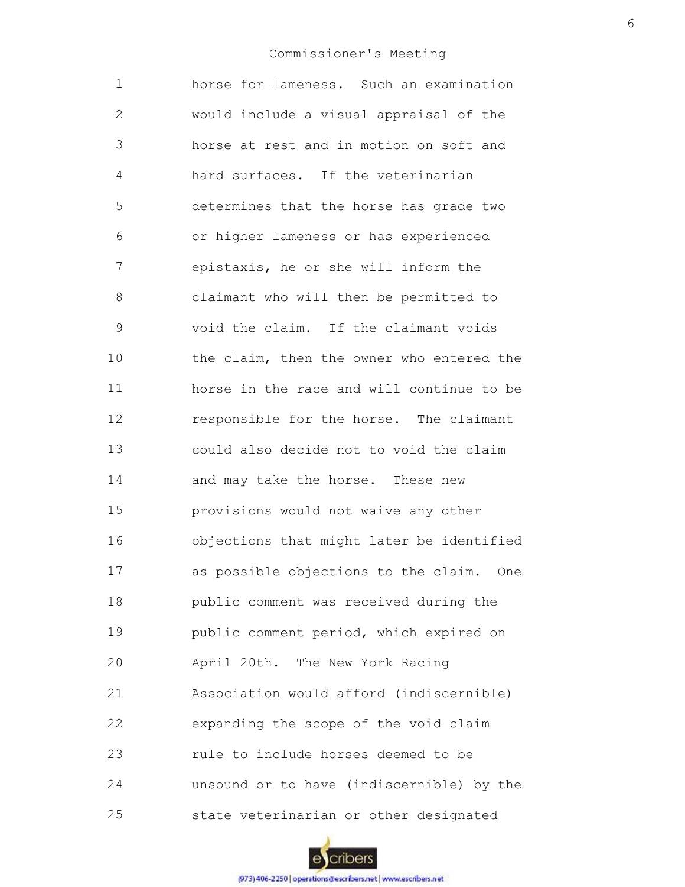horse for lameness. Such an examination would include a visual appraisal of the horse at rest and in motion on soft and hard surfaces. If the veterinarian determines that the horse has grade two or higher lameness or has experienced epistaxis, he or she will inform the claimant who will then be permitted to void the claim. If the claimant voids the claim, then the owner who entered the horse in the race and will continue to be responsible for the horse. The claimant could also decide not to void the claim and may take the horse. These new provisions would not waive any other objections that might later be identified as possible objections to the claim. One public comment was received during the public comment period, which expired on April 20th. The New York Racing Association would afford (indiscernible) expanding the scope of the void claim rule to include horses deemed to be unsound or to have (indiscernible) by the state veterinarian or other designated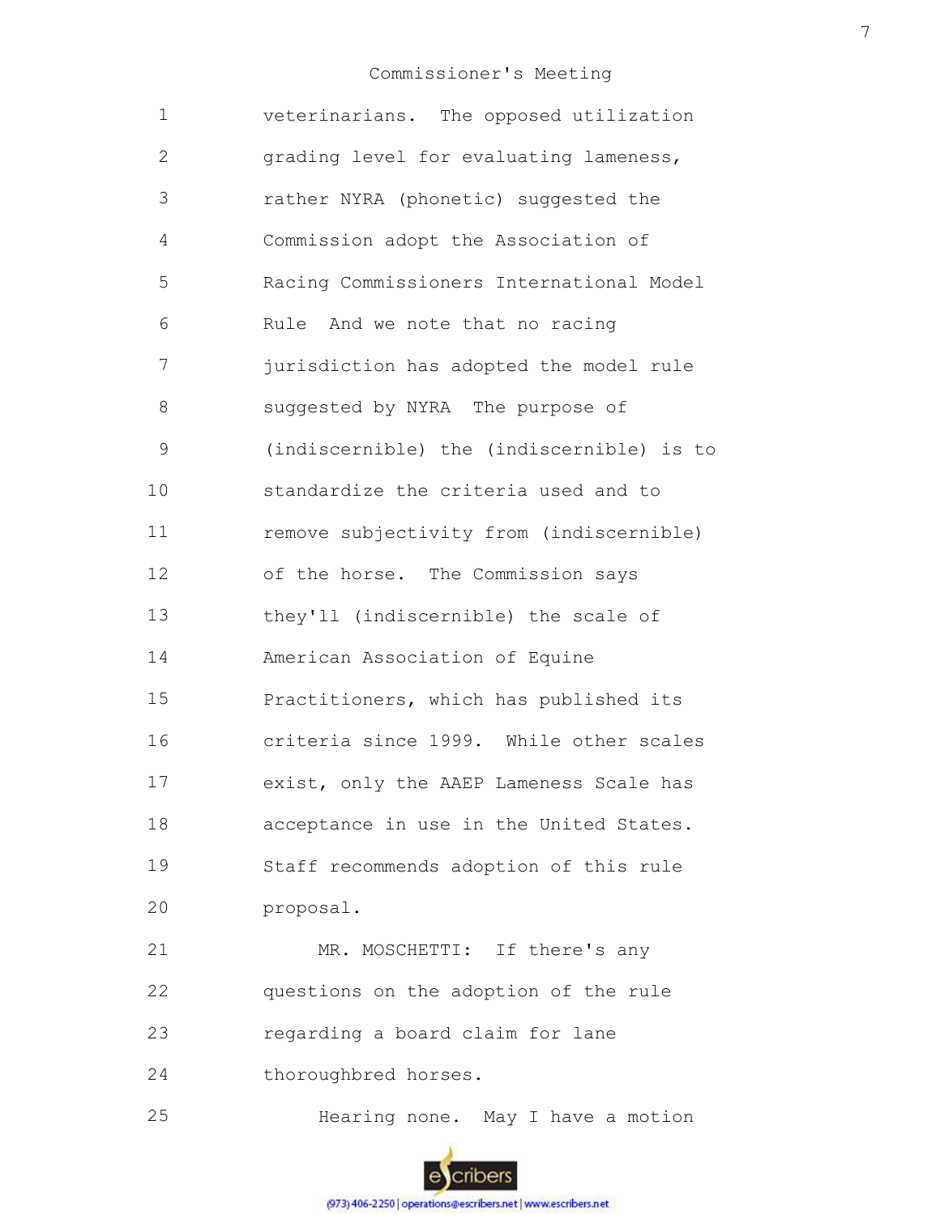veterinarians. The opposed utilization grading level for evaluating lameness, rather NYRA (phonetic) suggested the Commission adopt the Association of Racing Commissioners International Model Rule And we note that no racing jurisdiction has adopted the model rule suggested by NYRA The purpose of (indiscernible) the (indiscernible) is to standardize the criteria used and to remove subjectivity from (indiscernible) of the horse. The Commission says they'll (indiscernible) the scale of American Association of Equine Practitioners, which has published its criteria since 1999. While other scales exist, only the AAEP Lameness Scale has acceptance in use in the United States. Staff recommends adoption of this rule proposal.

MR. MOSCHETTI: If there's any questions on the adoption of the rule regarding a board claim for lane thoroughbred horses.

Hearing none. May I have a motion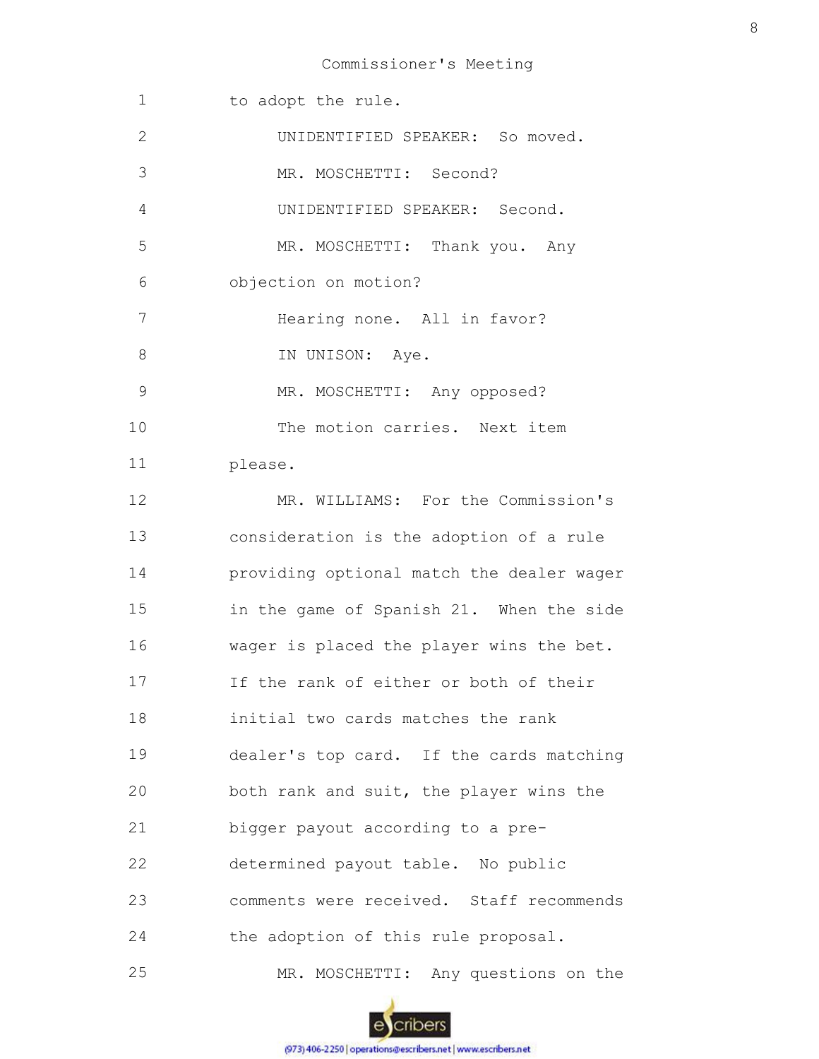to adopt the rule.

UNIDENTIFIED SPEAKER: So moved.

MR. MOSCHETTI: Second?

UNIDENTIFIED SPEAKER: Second.

MR. MOSCHETTI: Thank you. Any objection on motion?

Hearing none. All in favor?

IN UNISON: Aye.

MR. MOSCHETTI: Any opposed?

The motion carries. Next item please.

MR. WILLIAMS: For the Commission's consideration is the adoption of a rule providing optional match the dealer wager in the game of Spanish 21. When the side wager is placed the player wins the bet. If the rank of either or both of their initial two cards matches the rank dealer's top card. If the cards matching both rank and suit, the player wins the bigger payout according to a pre-determined payout table. No public comments were received. Staff recommends the adoption of this rule proposal.

MR. MOSCHETTI: Any questions on the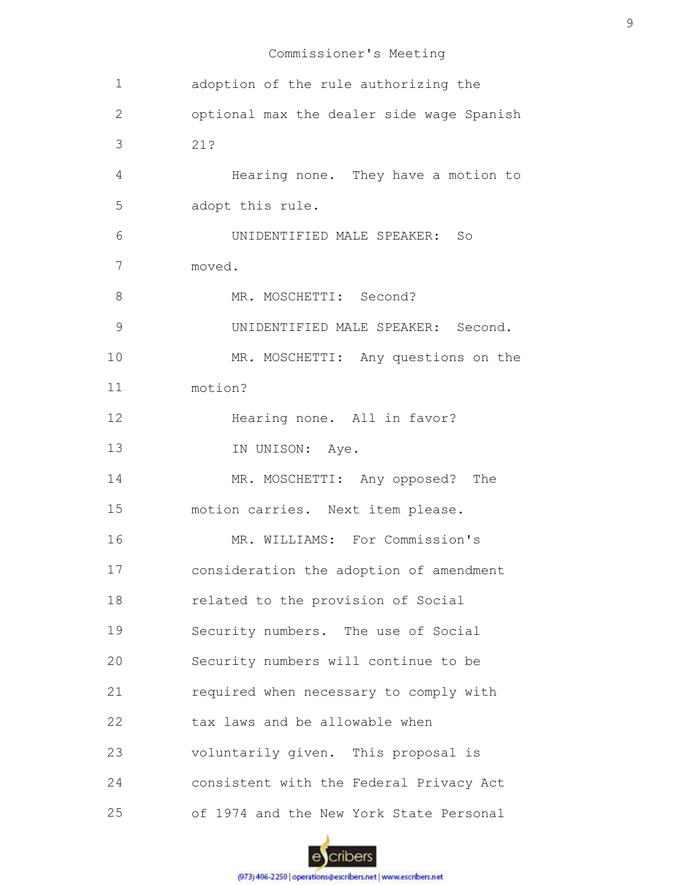1 adoption of the rule authorizing the
2 optional max the dealer side wage Spanish
3 21?
4 Hearing none. They have a motion to
5 adopt this rule.
6 UNIDENTIFIED MALE SPEAKER: So
7 moved.
8 MR. MOSCHETTI: Second?
9 UNIDENTIFIED MALE SPEAKER: Second.
10 MR. MOSCHETTI: Any questions on the
11 motion?
12 Hearing none. All in favor?
13 IN UNISON: Aye.
14 MR. MOSCHETTI: Any opposed? The
15 motion carries. Next item please.
16 MR. WILLIAMS: For Commission's
17 consideration the adoption of amendment
18 related to the provision of Social
19 Security numbers. The use of Social
20 Security numbers will continue to be
21 required when necessary to comply with
22 tax laws and be allowable when
23 voluntarily given. This proposal is
24 consistent with the Federal Privacy Act
25 of 1974 and the New York State Personal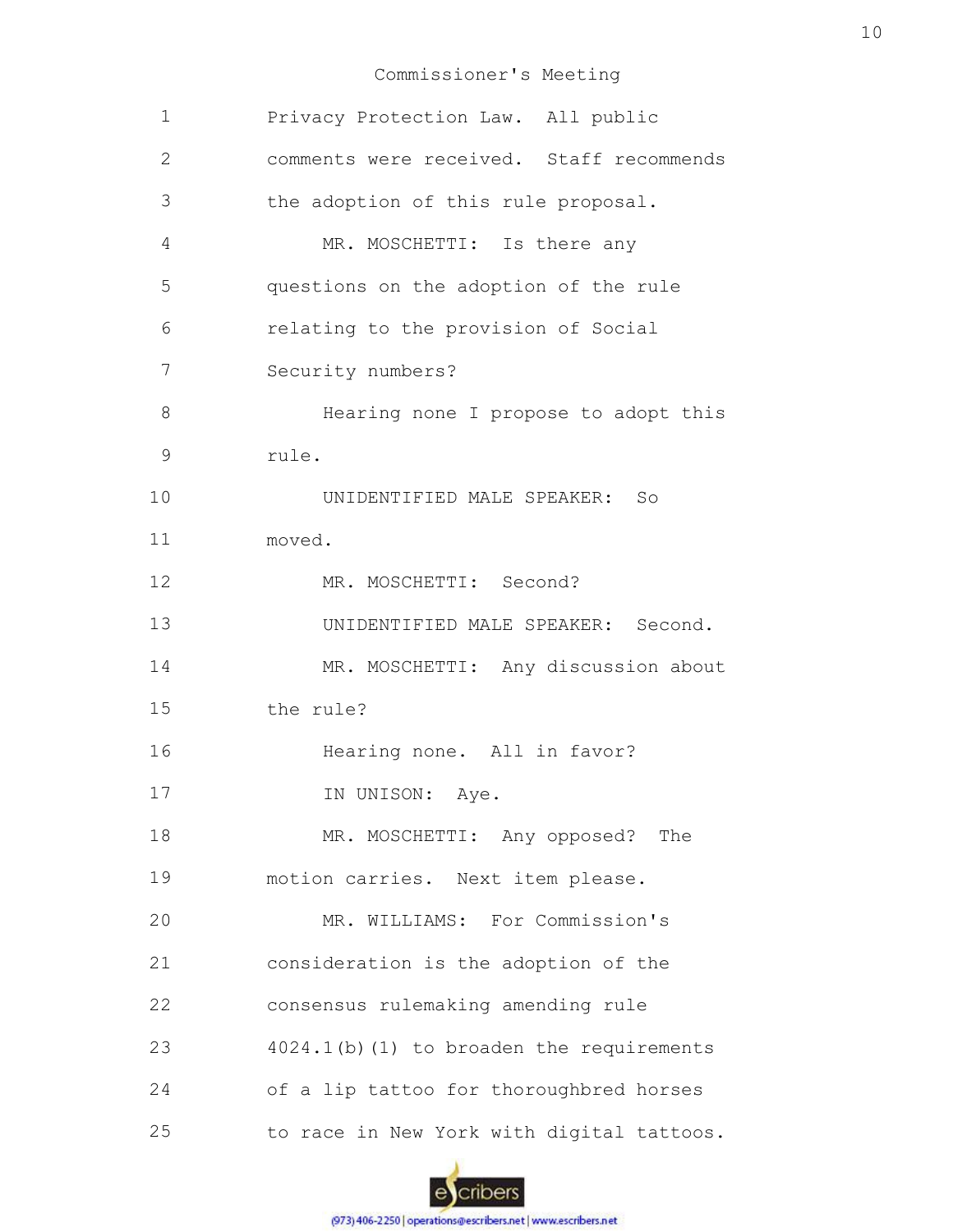Privacy Protection Law. All public comments were received. Staff recommends the adoption of this rule proposal.

MR. MOSCHETTI: Is there any questions on the adoption of the rule relating to the provision of Social Security numbers?

Hearing none I propose to adopt this rule.

UNIDENTIFIED MALE SPEAKER: So moved.

MR. MOSCHETTI: Second?

UNIDENTIFIED MALE SPEAKER: Second.

MR. MOSCHETTI: Any discussion about the rule?

Hearing none. All in favor?

IN UNISON: Aye.

MR. MOSCHETTI: Any opposed? The motion carries. Next item please.

MR. WILLIAMS: For Commission's consideration is the adoption of the consensus rulemaking amending rule 4024.1(b)(1) to broaden the requirements of a lip tattoo for thoroughbred horses to race in New York with digital tattoos.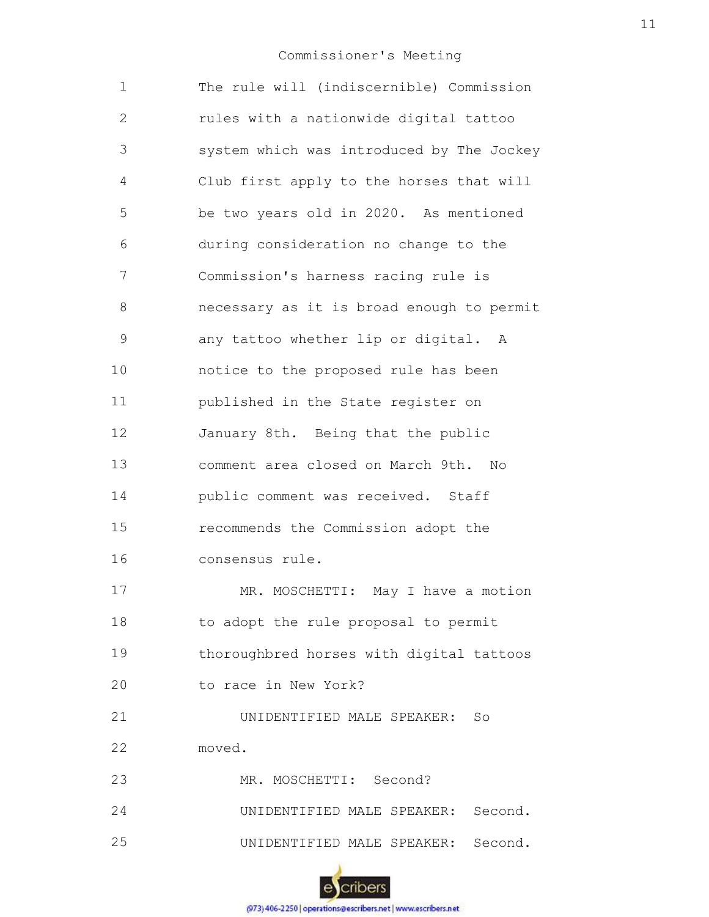The rule will (indiscernible) Commission rules with a nationwide digital tattoo system which was introduced by The Jockey Club first apply to the horses that will be two years old in 2020. As mentioned during consideration no change to the Commission's harness racing rule is necessary as it is broad enough to permit any tattoo whether lip or digital. A notice to the proposed rule has been published in the State register on January 8th. Being that the public comment area closed on March 9th. No public comment was received. Staff recommends the Commission adopt the consensus rule.

MR. MOSCHETTI: May I have a motion to adopt the rule proposal to permit thoroughbred horses with digital tattoos to race in New York?

UNIDENTIFIED MALE SPEAKER: So moved.

MR. MOSCHETTI: Second?

UNIDENTIFIED MALE SPEAKER: Second.

UNIDENTIFIED MALE SPEAKER: Second.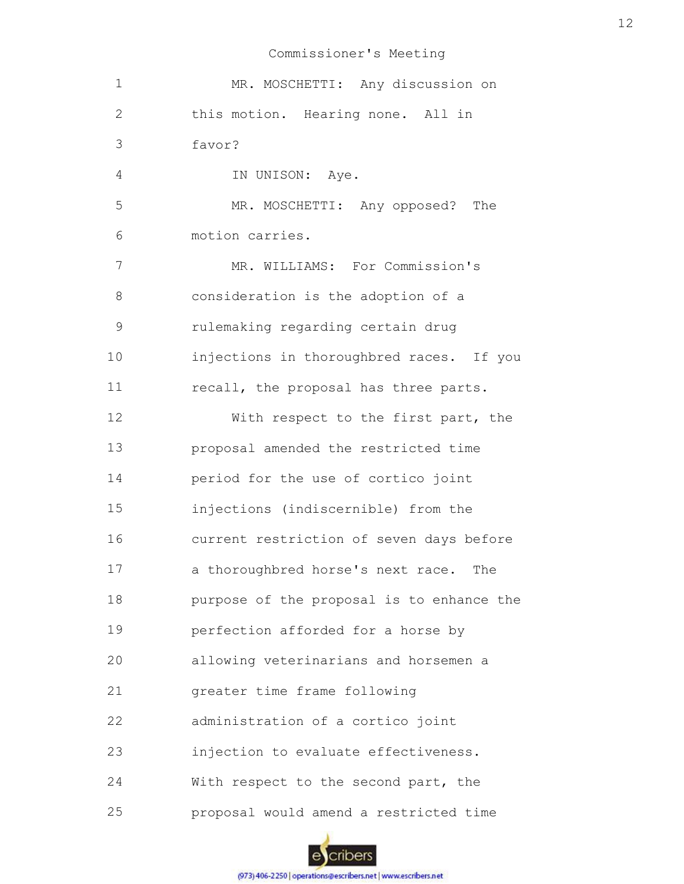MR. MOSCHETTI: Any discussion on this motion. Hearing none. All in favor?

IN UNISON: Aye.

MR. MOSCHETTI: Any opposed? The motion carries.

MR. WILLIAMS: For Commission's consideration is the adoption of a rulemaking regarding certain drug injections in thoroughbred races. If you recall, the proposal has three parts.

With respect to the first part, the proposal amended the restricted time period for the use of cortico joint injections (indiscernible) from the current restriction of seven days before a thoroughbred horse's next race. The purpose of the proposal is to enhance the perfection afforded for a horse by allowing veterinarians and horsemen a greater time frame following administration of a cortico joint injection to evaluate effectiveness. With respect to the second part, the proposal would amend a restricted time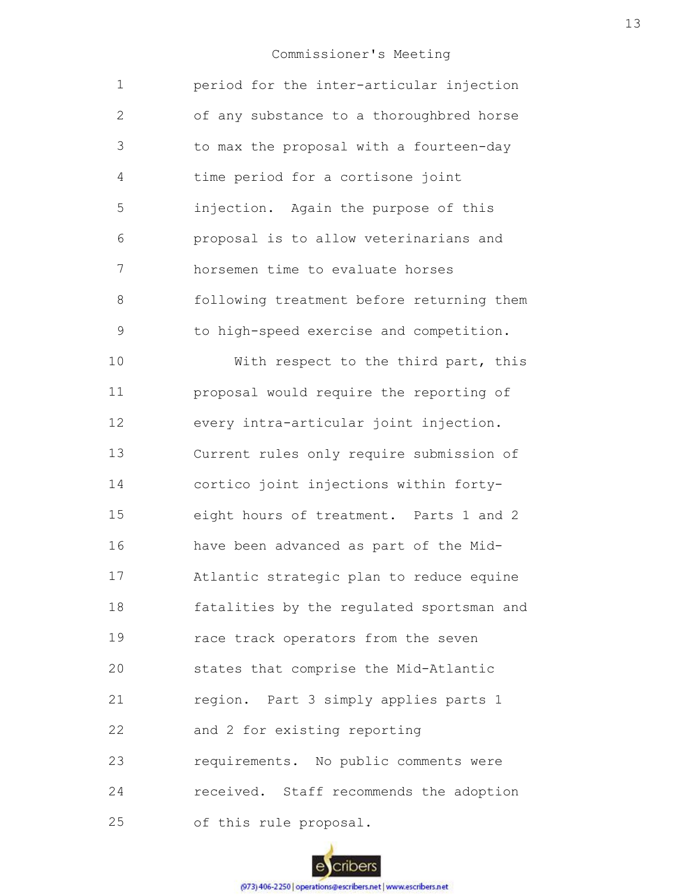period for the inter-articular injection of any substance to a thoroughbred horse to max the proposal with a fourteen-day time period for a cortisone joint injection. Again the purpose of this proposal is to allow veterinarians and horsemen time to evaluate horses following treatment before returning them to high-speed exercise and competition.

With respect to the third part, this proposal would require the reporting of every intra-articular joint injection. Current rules only require submission of cortico joint injections within forty-eight hours of treatment. Parts 1 and 2 have been advanced as part of the Mid-Atlantic strategic plan to reduce equine fatalities by the regulated sportsman and race track operators from the seven states that comprise the Mid-Atlantic region. Part 3 simply applies parts 1 and 2 for existing reporting requirements. No public comments were received. Staff recommends the adoption of this rule proposal.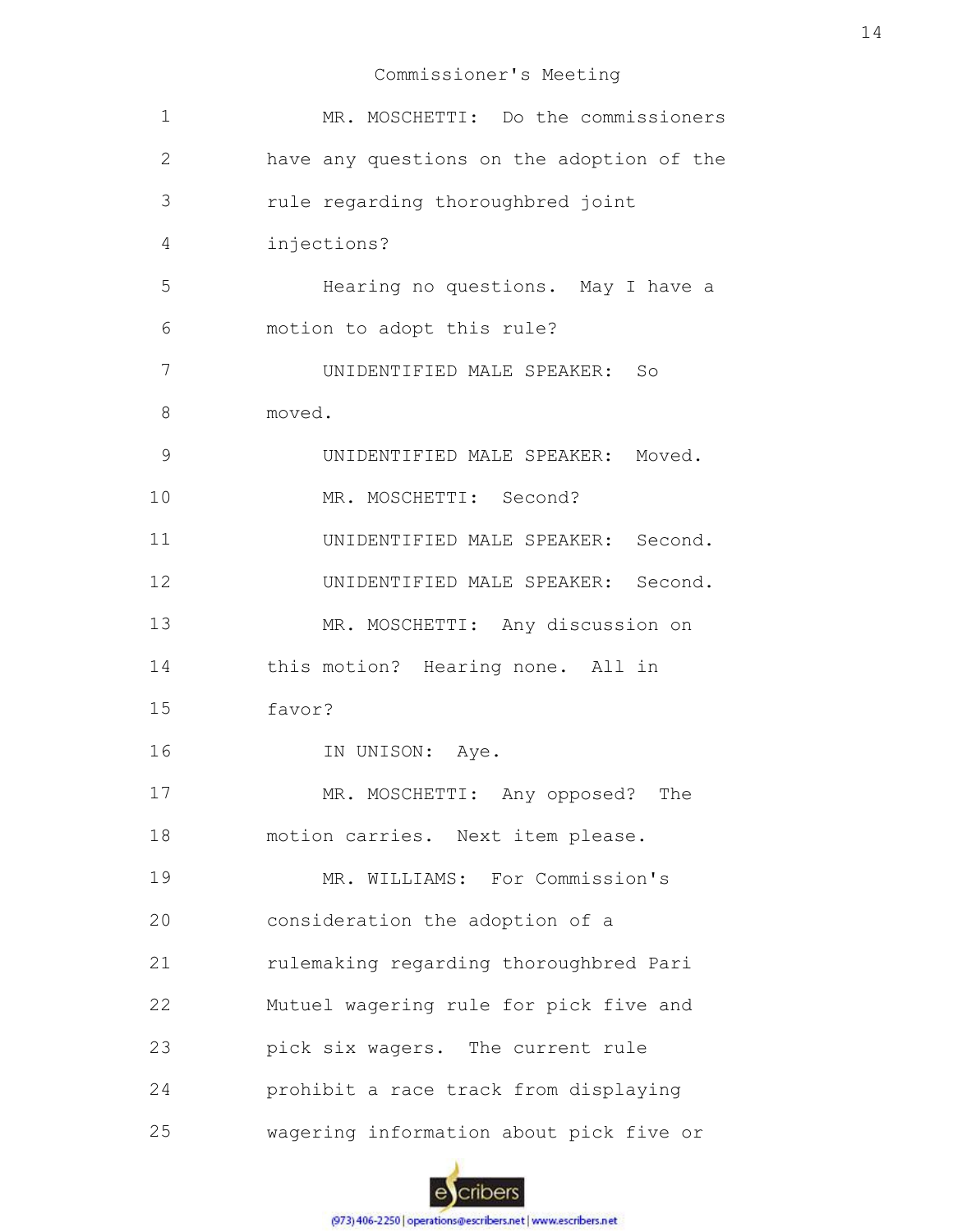MR. MOSCHETTI: Do the commissioners have any questions on the adoption of the rule regarding thoroughbred joint injections?

Hearing no questions. May I have a motion to adopt this rule?

UNIDENTIFIED MALE SPEAKER: So moved.

UNIDENTIFIED MALE SPEAKER: Moved.

MR. MOSCHETTI: Second?

UNIDENTIFIED MALE SPEAKER: Second.

UNIDENTIFIED MALE SPEAKER: Second.

MR. MOSCHETTI: Any discussion on this motion? Hearing none. All in favor?

IN UNISON: Aye.

MR. MOSCHETTI: Any opposed? The motion carries. Next item please.

MR. WILLIAMS: For Commission's consideration the adoption of a rulemaking regarding thoroughbred Pari Mutuel wagering rule for pick five and pick six wagers. The current rule prohibit a race track from displaying wagering information about pick five or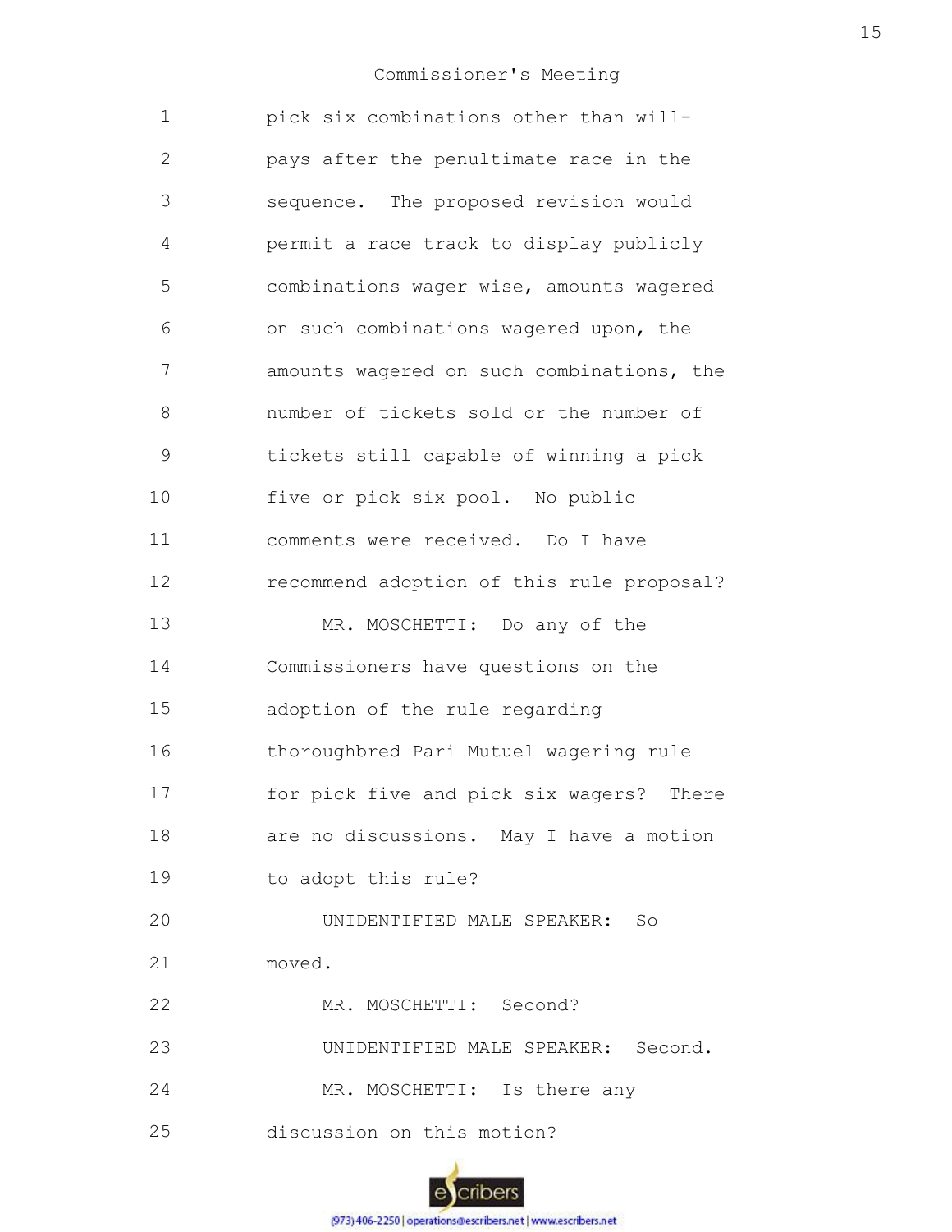pick six combinations other than will-pays after the penultimate race in the sequence. The proposed revision would permit a race track to display publicly combinations wager wise, amounts wagered on such combinations wagered upon, the amounts wagered on such combinations, the number of tickets sold or the number of tickets still capable of winning a pick five or pick six pool. No public comments were received. Do I have recommend adoption of this rule proposal?

MR. MOSCHETTI: Do any of the Commissioners have questions on the adoption of the rule regarding thoroughbred Pari Mutuel wagering rule for pick five and pick six wagers? There are no discussions. May I have a motion to adopt this rule?

UNIDENTIFIED MALE SPEAKER: So moved.

MR. MOSCHETTI: Second?

UNIDENTIFIED MALE SPEAKER: Second.

MR. MOSCHETTI: Is there any discussion on this motion?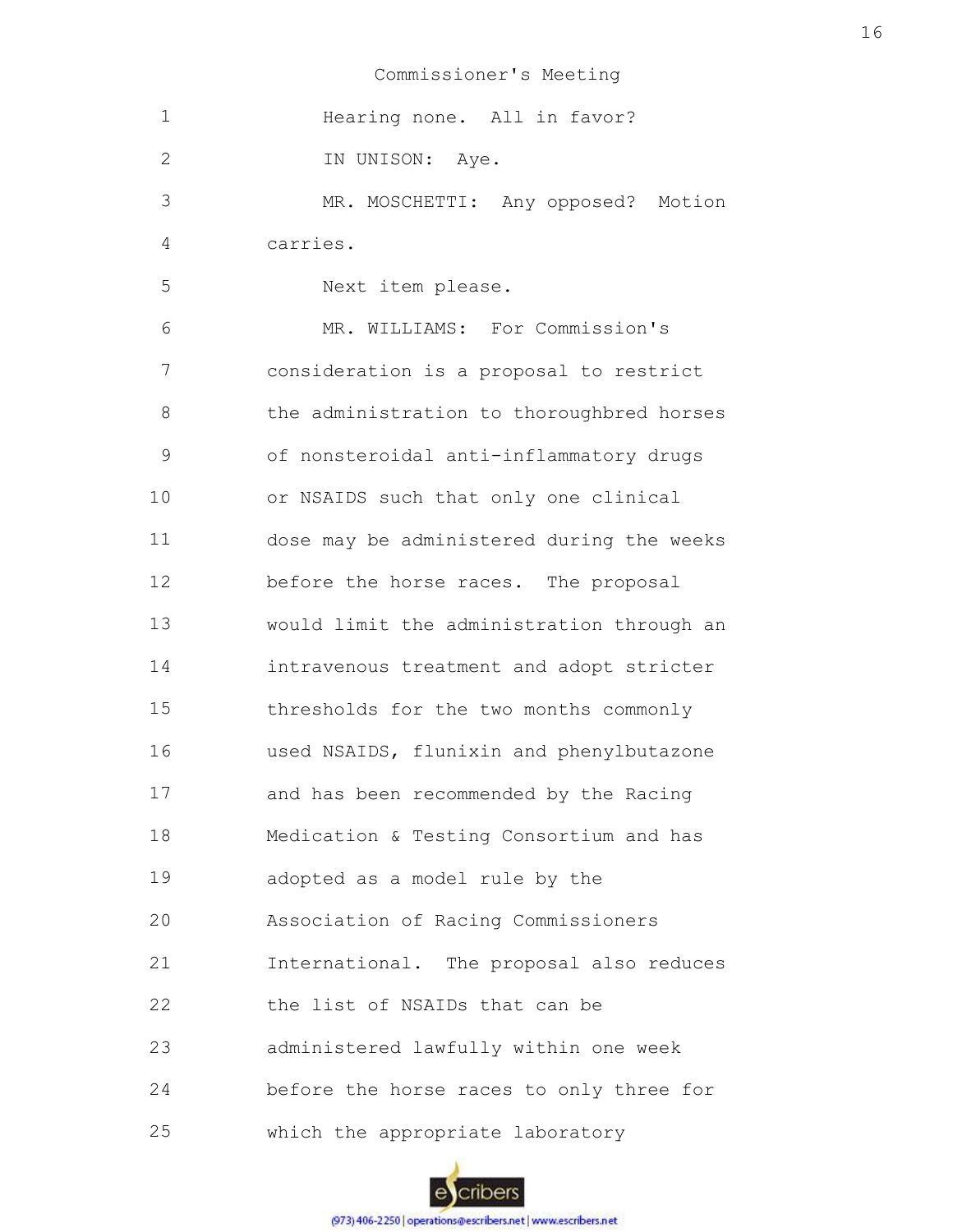Commissioner's Meeting

1 Hearing none. All in favor?

2 IN UNISON: Aye.

3 MR. MOSCHETTI: Any opposed? Motion

4 carries.

5 Next item please.

6 MR. WILLIAMS: For Commission's

7 consideration is a proposal to restrict

8 the administration to thoroughbred horses

9 of nonsteroidal anti-inflammatory drugs

10 or NSAIDS such that only one clinical

11 dose may be administered during the weeks

12 before the horse races. The proposal

13 would limit the administration through an

14 intravenous treatment and adopt stricter

15 thresholds for the two months commonly

16 used NSAIDS, flunixin and phenylbutazone

17 and has been recommended by the Racing

18 Medication & Testing Consortium and has

19 adopted as a model rule by the

20 Association of Racing Commissioners

21 International. The proposal also reduces

22 the list of NSAIDs that can be

23 administered lawfully within one week

24 before the horse races to only three for

25 which the appropriate laboratory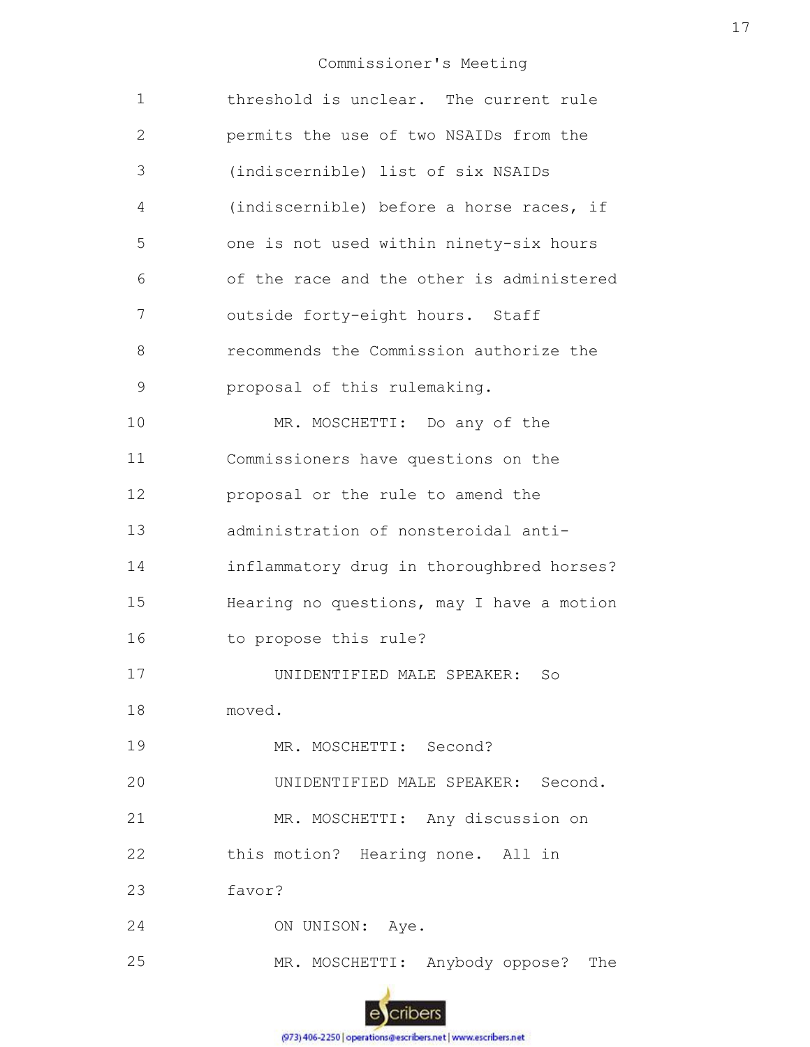threshold is unclear. The current rule permits the use of two NSAIDs from the (indiscernible) list of six NSAIDs (indiscernible) before a horse races, if one is not used within ninety-six hours of the race and the other is administered outside forty-eight hours. Staff recommends the Commission authorize the proposal of this rulemaking.

MR. MOSCHETTI: Do any of the Commissioners have questions on the proposal or the rule to amend the administration of nonsteroidal anti-inflammatory drug in thoroughbred horses? Hearing no questions, may I have a motion to propose this rule?

UNIDENTIFIED MALE SPEAKER: So moved.

MR. MOSCHETTI: Second?

UNIDENTIFIED MALE SPEAKER: Second.

MR. MOSCHETTI: Any discussion on this motion? Hearing none. All in favor?

ON UNISON: Aye.

MR. MOSCHETTI: Anybody oppose? The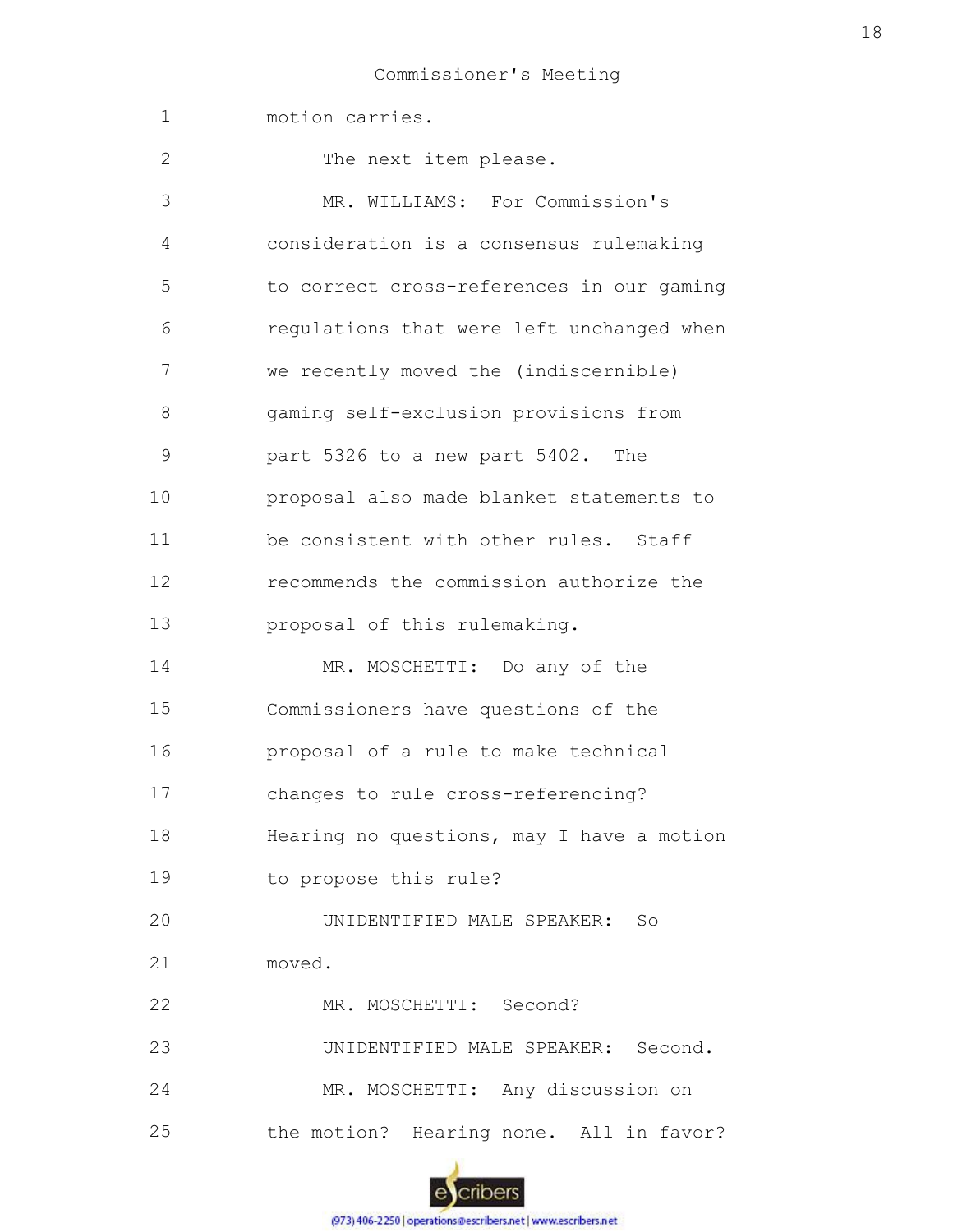motion carries.

The next item please.

MR. WILLIAMS: For Commission's consideration is a consensus rulemaking to correct cross-references in our gaming regulations that were left unchanged when we recently moved the (indiscernible) gaming self-exclusion provisions from part 5326 to a new part 5402. The proposal also made blanket statements to be consistent with other rules. Staff recommends the commission authorize the proposal of this rulemaking.

MR. MOSCHETTI: Do any of the Commissioners have questions of the proposal of a rule to make technical changes to rule cross-referencing? Hearing no questions, may I have a motion to propose this rule?

UNIDENTIFIED MALE SPEAKER: So moved.

MR. MOSCHETTI: Second?

UNIDENTIFIED MALE SPEAKER: Second.

MR. MOSCHETTI: Any discussion on the motion? Hearing none. All in favor?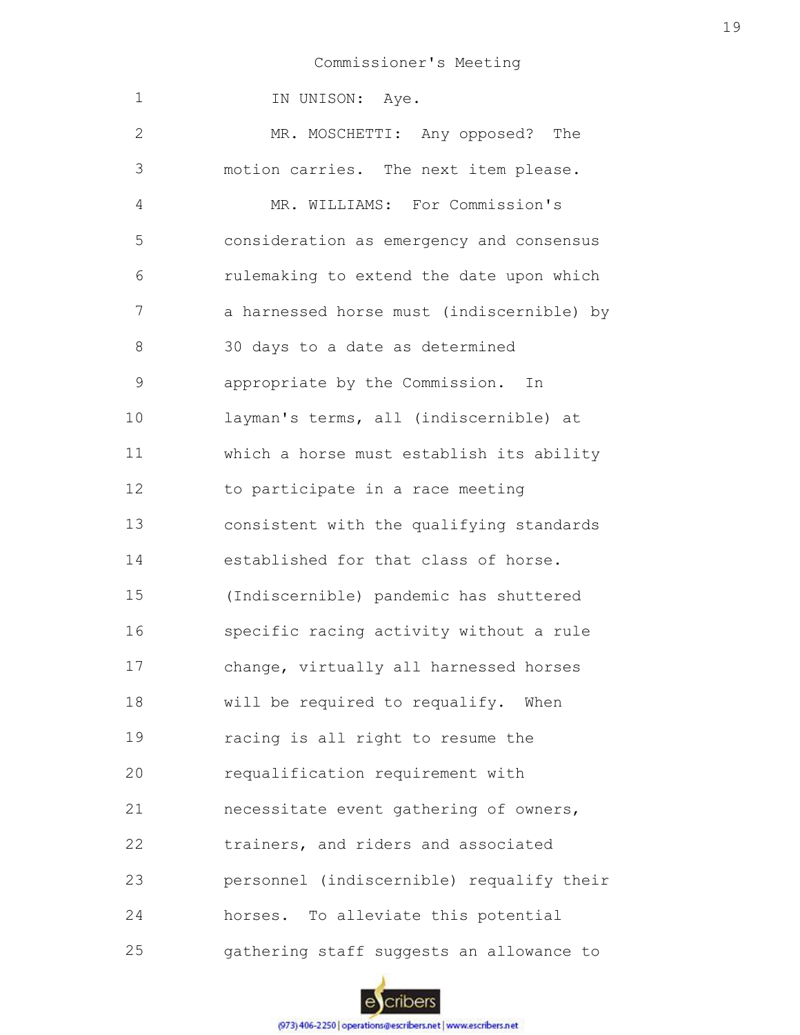1 IN UNISON: Aye.

2 MR. MOSCHETTI: Any opposed? The

3 motion carries. The next item please.

4 MR. WILLIAMS: For Commission's

5 consideration as emergency and consensus

6 rulemaking to extend the date upon which

7 a harnessed horse must (indiscernible) by

8 30 days to a date as determined

9 appropriate by the Commission. In

10 layman's terms, all (indiscernible) at

11 which a horse must establish its ability

12 to participate in a race meeting

13 consistent with the qualifying standards

14 established for that class of horse.

15 (Indiscernible) pandemic has shuttered

16 specific racing activity without a rule

17 change, virtually all harnessed horses

18 will be required to requalify. When

19 racing is all right to resume the

20 requalification requirement with

21 necessitate event gathering of owners,

22 trainers, and riders and associated

23 personnel (indiscernible) requalify their

24 horses. To alleviate this potential

25 gathering staff suggests an allowance to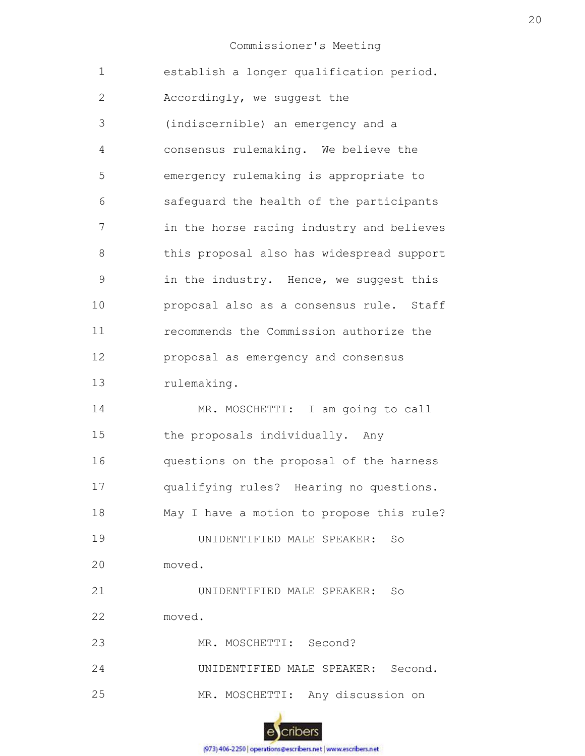establish a longer qualification period. Accordingly, we suggest the (indiscernible) an emergency and a consensus rulemaking. We believe the emergency rulemaking is appropriate to safeguard the health of the participants in the horse racing industry and believes this proposal also has widespread support in the industry. Hence, we suggest this proposal also as a consensus rule. Staff recommends the Commission authorize the proposal as emergency and consensus rulemaking.

MR. MOSCHETTI: I am going to call the proposals individually. Any questions on the proposal of the harness qualifying rules? Hearing no questions. May I have a motion to propose this rule?

UNIDENTIFIED MALE SPEAKER: So moved.

UNIDENTIFIED MALE SPEAKER: So moved.

MR. MOSCHETTI: Second?

UNIDENTIFIED MALE SPEAKER: Second.

MR. MOSCHETTI: Any discussion on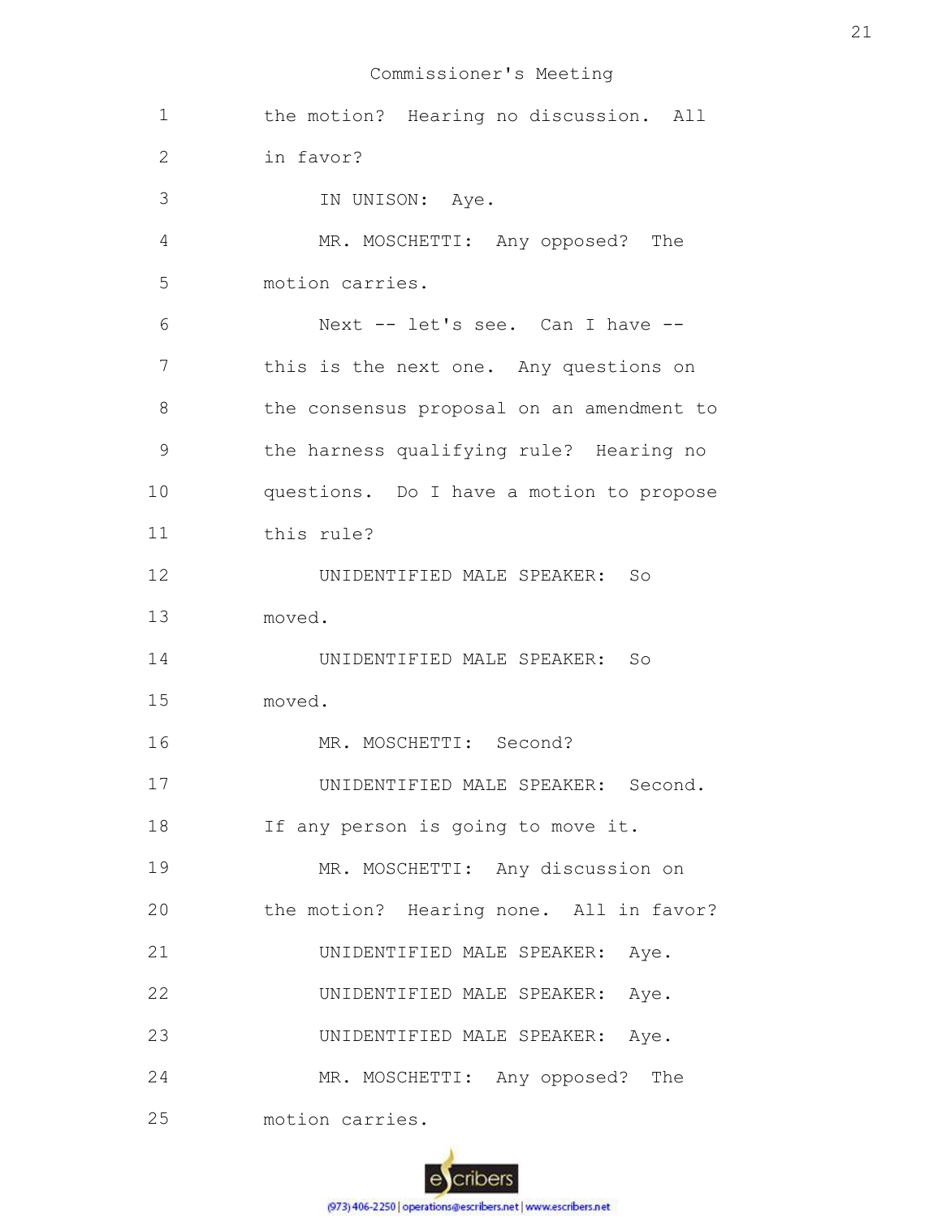the motion? Hearing no discussion. All in favor?

IN UNISON: Aye.

MR. MOSCHETTI: Any opposed? The motion carries.

Next -- let's see. Can I have -- this is the next one. Any questions on the consensus proposal on an amendment to the harness qualifying rule? Hearing no questions. Do I have a motion to propose this rule?

UNIDENTIFIED MALE SPEAKER: So moved.

UNIDENTIFIED MALE SPEAKER: So moved.

MR. MOSCHETTI: Second?

UNIDENTIFIED MALE SPEAKER: Second. If any person is going to move it.

MR. MOSCHETTI: Any discussion on the motion? Hearing none. All in favor?

UNIDENTIFIED MALE SPEAKER: Aye.

UNIDENTIFIED MALE SPEAKER: Aye.

UNIDENTIFIED MALE SPEAKER: Aye.

MR. MOSCHETTI: Any opposed? The motion carries.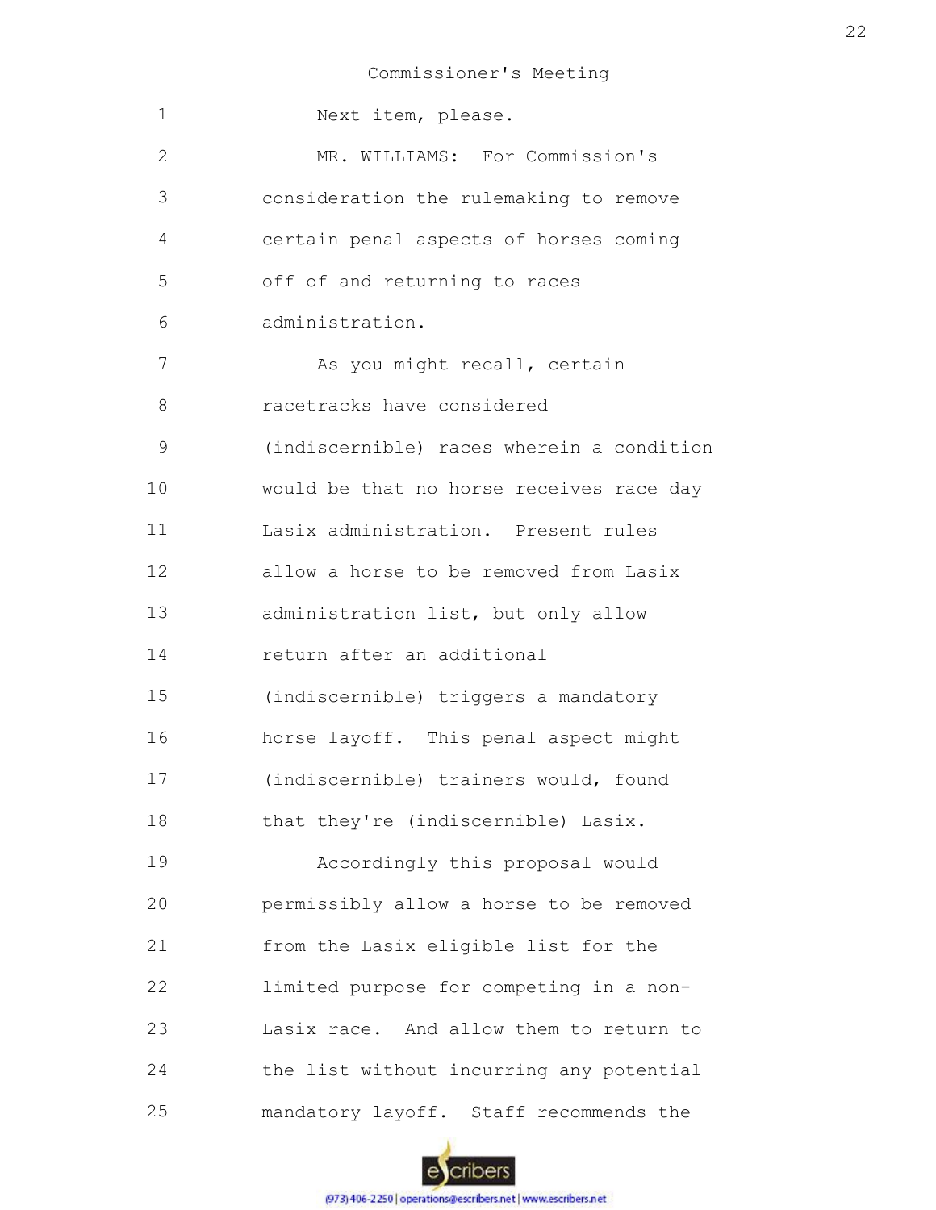Next item, please.

MR. WILLIAMS: For Commission's consideration the rulemaking to remove certain penal aspects of horses coming off of and returning to races administration.

As you might recall, certain racetracks have considered (indiscernible) races wherein a condition would be that no horse receives race day Lasix administration. Present rules allow a horse to be removed from Lasix administration list, but only allow return after an additional (indiscernible) triggers a mandatory horse layoff. This penal aspect might (indiscernible) trainers would, found that they're (indiscernible) Lasix.

Accordingly this proposal would permissibly allow a horse to be removed from the Lasix eligible list for the limited purpose for competing in a non-Lasix race. And allow them to return to the list without incurring any potential mandatory layoff. Staff recommends the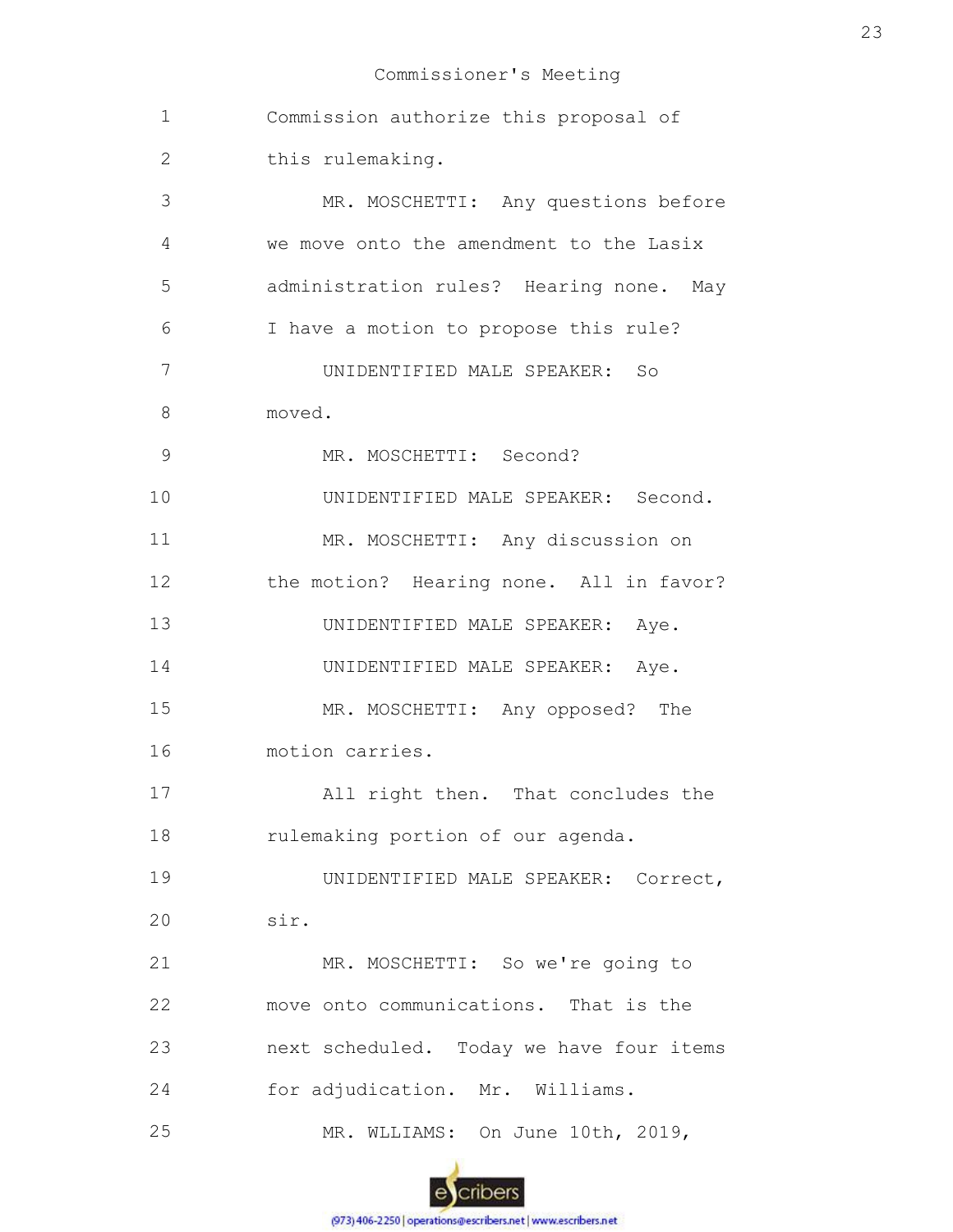Commission authorize this proposal of this rulemaking.

MR. MOSCHETTI: Any questions before we move onto the amendment to the Lasix administration rules? Hearing none. May I have a motion to propose this rule?

UNIDENTIFIED MALE SPEAKER: So moved.

MR. MOSCHETTI: Second?

UNIDENTIFIED MALE SPEAKER: Second.

MR. MOSCHETTI: Any discussion on the motion? Hearing none. All in favor?

UNIDENTIFIED MALE SPEAKER: Aye.

UNIDENTIFIED MALE SPEAKER: Aye.

MR. MOSCHETTI: Any opposed? The motion carries.

All right then. That concludes the rulemaking portion of our agenda.

UNIDENTIFIED MALE SPEAKER: Correct, sir.

MR. MOSCHETTI: So we're going to move onto communications. That is the next scheduled. Today we have four items for adjudication. Mr. Williams.

MR. WLLIAMS: On June 10th, 2019,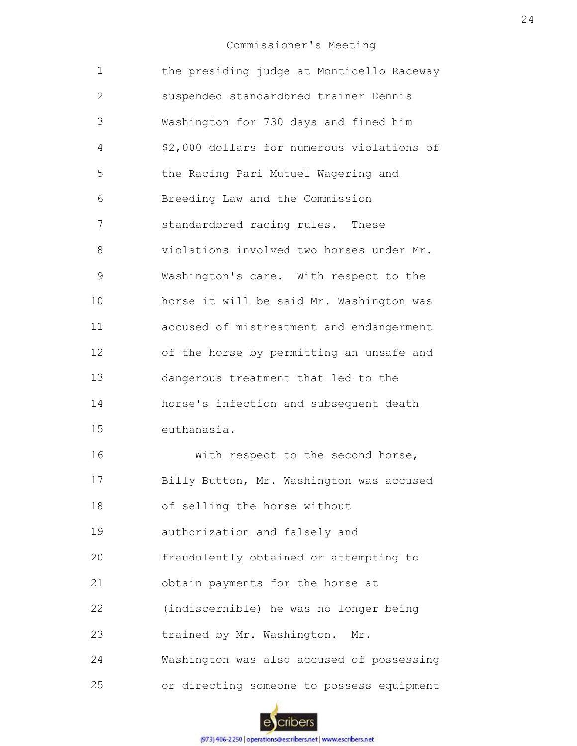the presiding judge at Monticello Raceway suspended standardbred trainer Dennis Washington for 730 days and fined him $2,000 dollars for numerous violations of the Racing Pari Mutuel Wagering and Breeding Law and the Commission standardbred racing rules. These violations involved two horses under Mr. Washington's care. With respect to the horse it will be said Mr. Washington was accused of mistreatment and endangerment of the horse by permitting an unsafe and dangerous treatment that led to the horse's infection and subsequent death euthanasia.

With respect to the second horse, Billy Button, Mr. Washington was accused of selling the horse without authorization and falsely and fraudulently obtained or attempting to obtain payments for the horse at (indiscernible) he was no longer being trained by Mr. Washington. Mr. Washington was also accused of possessing or directing someone to possess equipment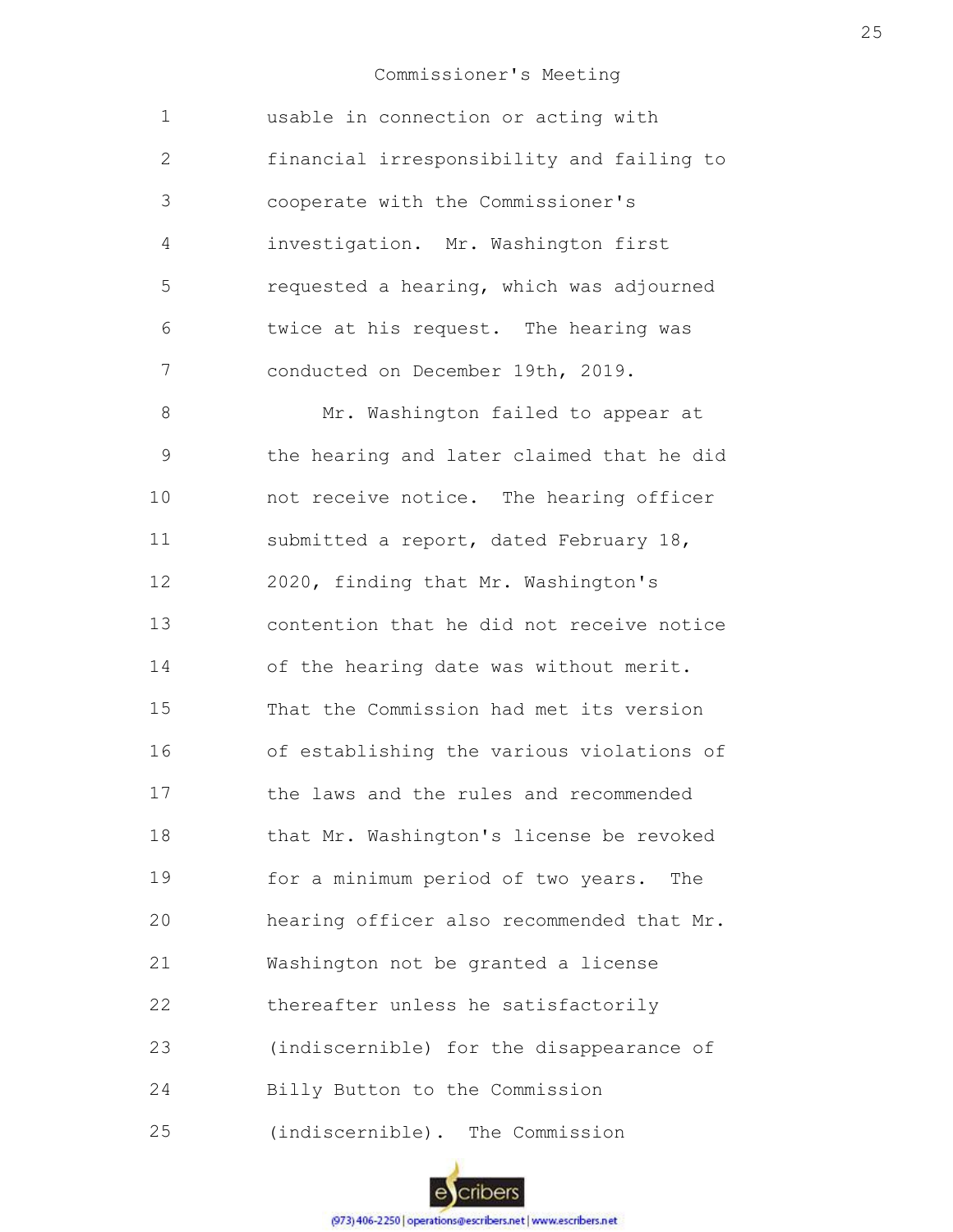usable in connection or acting with financial irresponsibility and failing to cooperate with the Commissioner's investigation. Mr. Washington first requested a hearing, which was adjourned twice at his request. The hearing was conducted on December 19th, 2019.

Mr. Washington failed to appear at the hearing and later claimed that he did not receive notice. The hearing officer submitted a report, dated February 18, 2020, finding that Mr. Washington's contention that he did not receive notice of the hearing date was without merit. That the Commission had met its version of establishing the various violations of the laws and the rules and recommended that Mr. Washington's license be revoked for a minimum period of two years. The hearing officer also recommended that Mr. Washington not be granted a license thereafter unless he satisfactorily (indiscernible) for the disappearance of Billy Button to the Commission (indiscernible). The Commission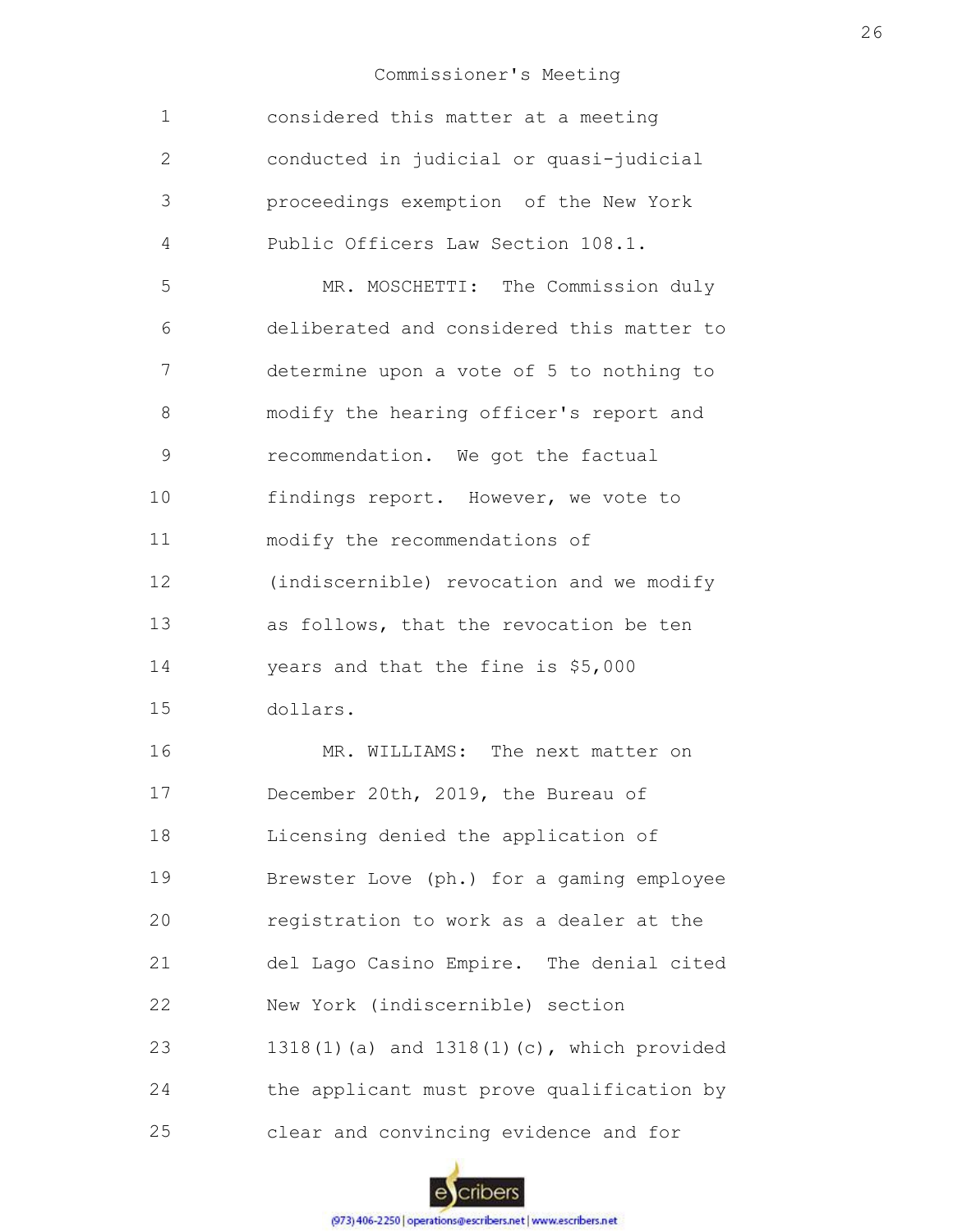considered this matter at a meeting conducted in judicial or quasi-judicial proceedings exemption of the New York Public Officers Law Section 108.1.

MR. MOSCHETTI: The Commission duly deliberated and considered this matter to determine upon a vote of 5 to nothing to modify the hearing officer's report and recommendation. We got the factual findings report. However, we vote to modify the recommendations of (indiscernible) revocation and we modify as follows, that the revocation be ten years and that the fine is $5,000 dollars.

MR. WILLIAMS: The next matter on December 20th, 2019, the Bureau of Licensing denied the application of Brewster Love (ph.) for a gaming employee registration to work as a dealer at the del Lago Casino Empire. The denial cited New York (indiscernible) section 1318(1)(a) and 1318(1)(c), which provided the applicant must prove qualification by clear and convincing evidence and for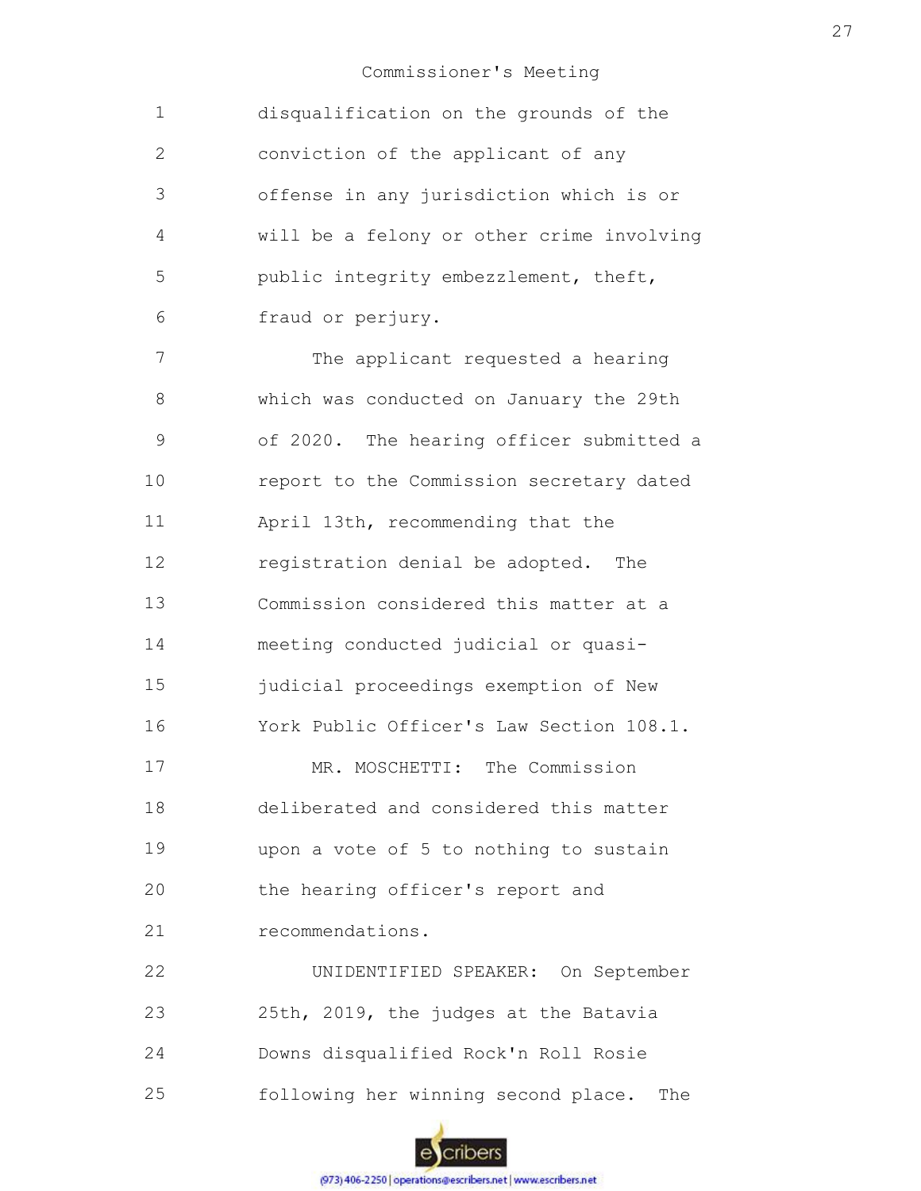disqualification on the grounds of the conviction of the applicant of any offense in any jurisdiction which is or will be a felony or other crime involving public integrity embezzlement, theft, fraud or perjury.

The applicant requested a hearing which was conducted on January the 29th of 2020. The hearing officer submitted a report to the Commission secretary dated April 13th, recommending that the registration denial be adopted. The Commission considered this matter at a meeting conducted judicial or quasi-judicial proceedings exemption of New York Public Officer's Law Section 108.1.

MR. MOSCHETTI: The Commission deliberated and considered this matter upon a vote of 5 to nothing to sustain the hearing officer's report and recommendations.

UNIDENTIFIED SPEAKER: On September 25th, 2019, the judges at the Batavia Downs disqualified Rock'n Roll Rosie following her winning second place. The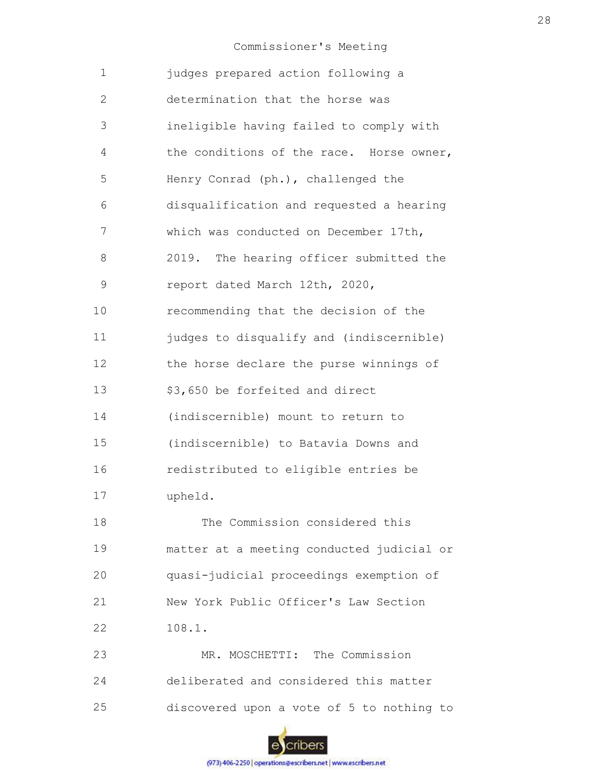judges prepared action following a determination that the horse was ineligible having failed to comply with the conditions of the race. Horse owner, Henry Conrad (ph.), challenged the disqualification and requested a hearing which was conducted on December 17th, 2019. The hearing officer submitted the report dated March 12th, 2020, recommending that the decision of the judges to disqualify and (indiscernible) the horse declare the purse winnings of $3,650 be forfeited and direct (indiscernible) mount to return to (indiscernible) to Batavia Downs and redistributed to eligible entries be upheld.

The Commission considered this matter at a meeting conducted judicial or quasi-judicial proceedings exemption of New York Public Officer's Law Section 108.1.

MR. MOSCHETTI: The Commission deliberated and considered this matter discovered upon a vote of 5 to nothing to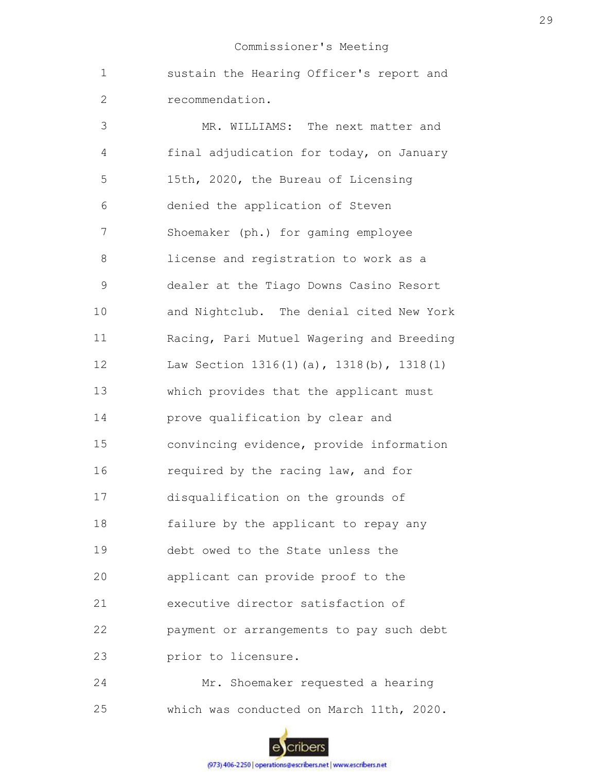sustain the Hearing Officer's report and recommendation.

MR. WILLIAMS: The next matter and final adjudication for today, on January 15th, 2020, the Bureau of Licensing denied the application of Steven Shoemaker (ph.) for gaming employee license and registration to work as a dealer at the Tiago Downs Casino Resort and Nightclub. The denial cited New York Racing, Pari Mutuel Wagering and Breeding Law Section 1316(1)(a), 1318(b), 1318(l) which provides that the applicant must prove qualification by clear and convincing evidence, provide information required by the racing law, and for disqualification on the grounds of failure by the applicant to repay any debt owed to the State unless the applicant can provide proof to the executive director satisfaction of payment or arrangements to pay such debt prior to licensure.

Mr. Shoemaker requested a hearing which was conducted on March 11th, 2020.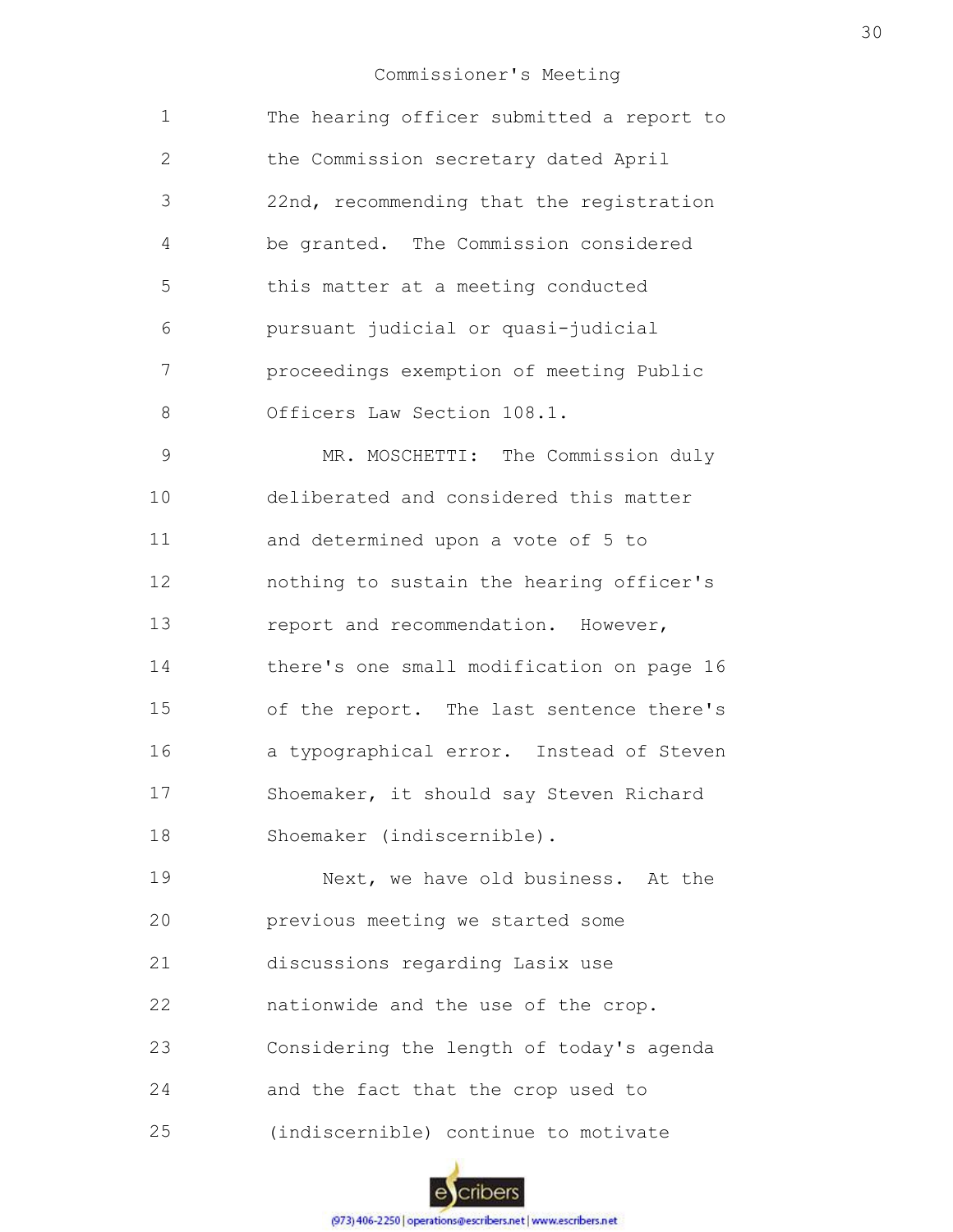Commissioner's Meeting

1 The hearing officer submitted a report to
2 the Commission secretary dated April
3 22nd, recommending that the registration
4 be granted. The Commission considered
5 this matter at a meeting conducted
6 pursuant judicial or quasi-judicial
7 proceedings exemption of meeting Public
8 Officers Law Section 108.1.
9 MR. MOSCHETTI: The Commission duly
10 deliberated and considered this matter
11 and determined upon a vote of 5 to
12 nothing to sustain the hearing officer's
13 report and recommendation. However,
14 there's one small modification on page 16
15 of the report. The last sentence there's
16 a typographical error. Instead of Steven
17 Shoemaker, it should say Steven Richard
18 Shoemaker (indiscernible).
19 Next, we have old business. At the
20 previous meeting we started some
21 discussions regarding Lasix use
22 nationwide and the use of the crop.
23 Considering the length of today's agenda
24 and the fact that the crop used to
25 (indiscernible) continue to motivate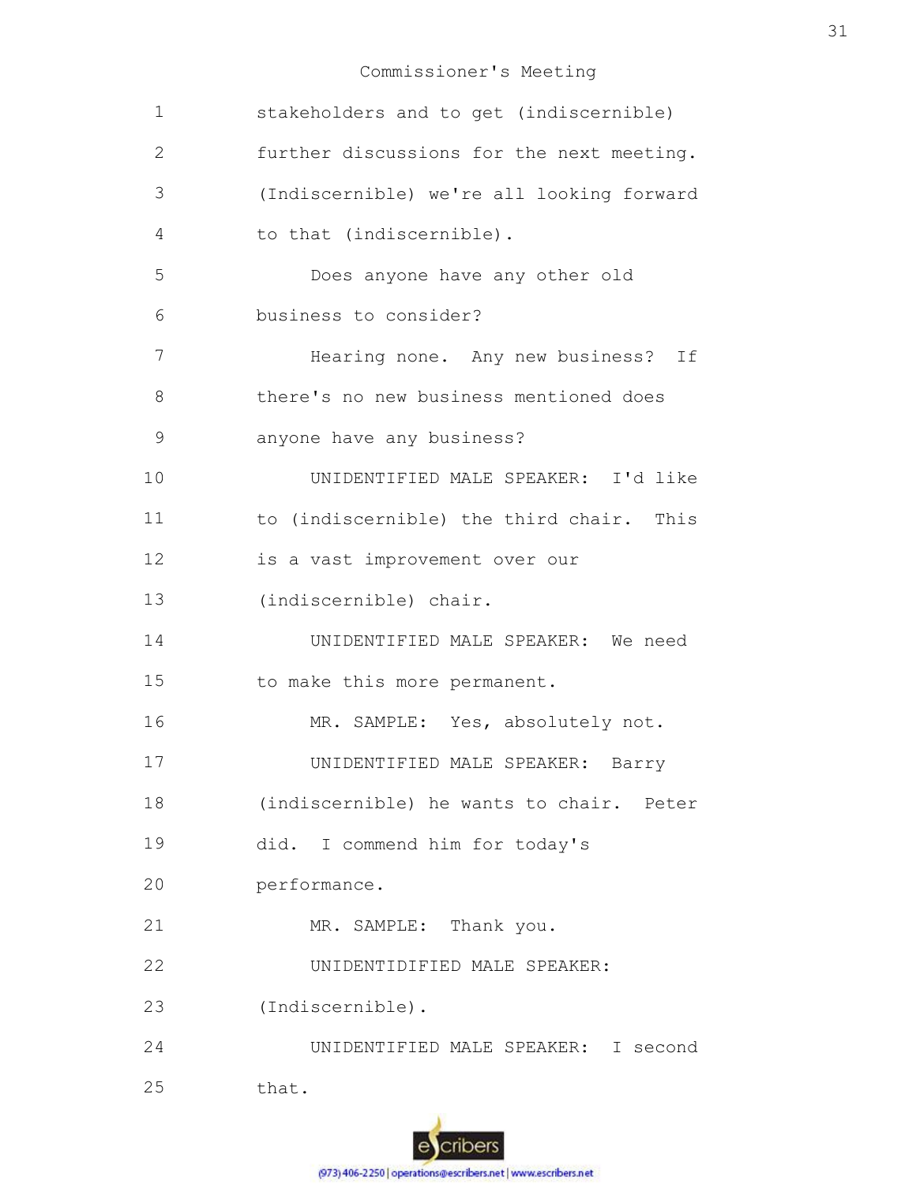1 stakeholders and to get (indiscernible)

2 further discussions for the next meeting.

3 (Indiscernible) we're all looking forward

4 to that (indiscernible).

5 Does anyone have any other old

6 business to consider?

7 Hearing none. Any new business? If

8 there's no new business mentioned does

9 anyone have any business?

10 UNIDENTIFIED MALE SPEAKER: I'd like

11 to (indiscernible) the third chair. This

12 is a vast improvement over our

13 (indiscernible) chair.

14 UNIDENTIFIED MALE SPEAKER: We need

15 to make this more permanent.

16 MR. SAMPLE: Yes, absolutely not.

17 UNIDENTIFIED MALE SPEAKER: Barry

18 (indiscernible) he wants to chair. Peter

19 did. I commend him for today's

20 performance.

21 MR. SAMPLE: Thank you.

22 UNIDENTIDIFIED MALE SPEAKER:

23 (Indiscernible).

24 UNIDENTIFIED MALE SPEAKER: I second

25 that.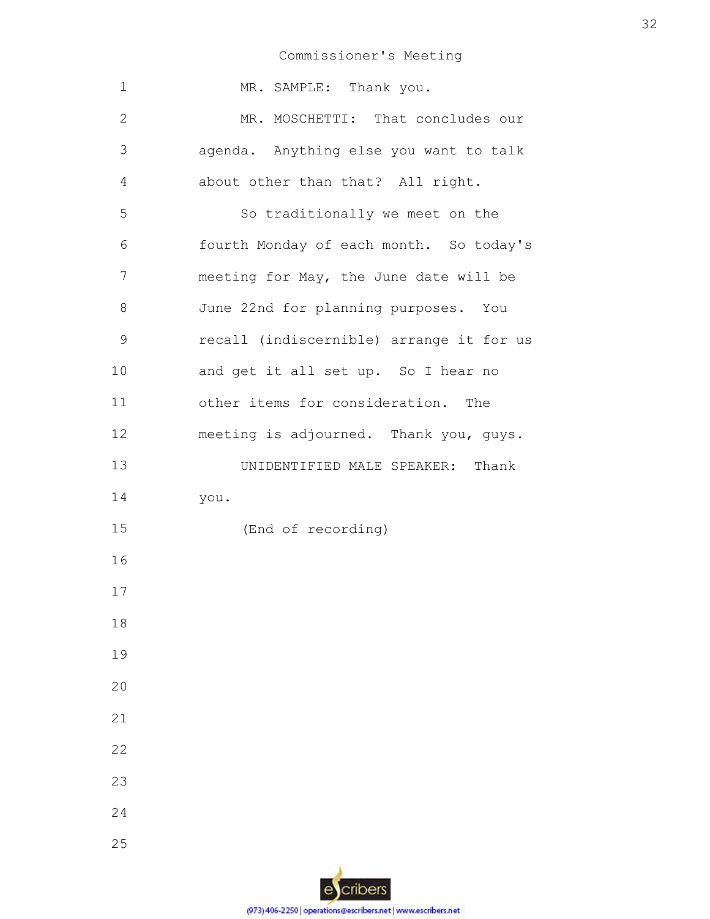MR. SAMPLE: Thank you.

MR. MOSCHETTI: That concludes our agenda. Anything else you want to talk about other than that? All right.

So traditionally we meet on the fourth Monday of each month. So today's meeting for May, the June date will be June 22nd for planning purposes. You recall (indiscernible) arrange it for us and get it all set up. So I hear no other items for consideration. The meeting is adjourned. Thank you, guys.

UNIDENTIFIED MALE SPEAKER: Thank you.

(End of recording)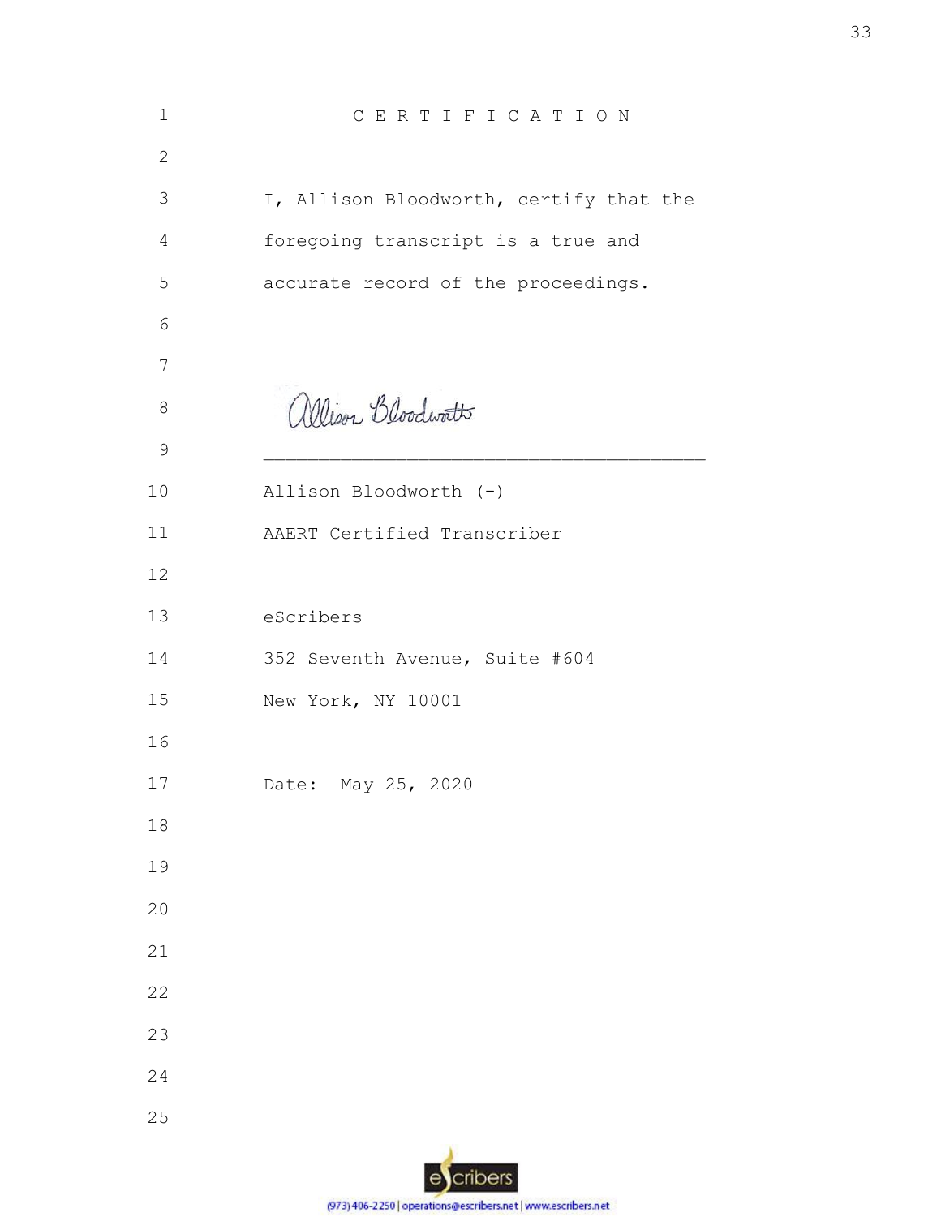# C E R T I F I C A T I O N

I, Allison Bloodworth, certify that the foregoing transcript is a true and accurate record of the proceedings.

Allison Bloodworth

______________________________________

Allison Bloodworth (-)

AAERT Certified Transcriber

eScribers

352 Seventh Avenue, Suite #604

New York, NY 10001

Date: May 25, 2020